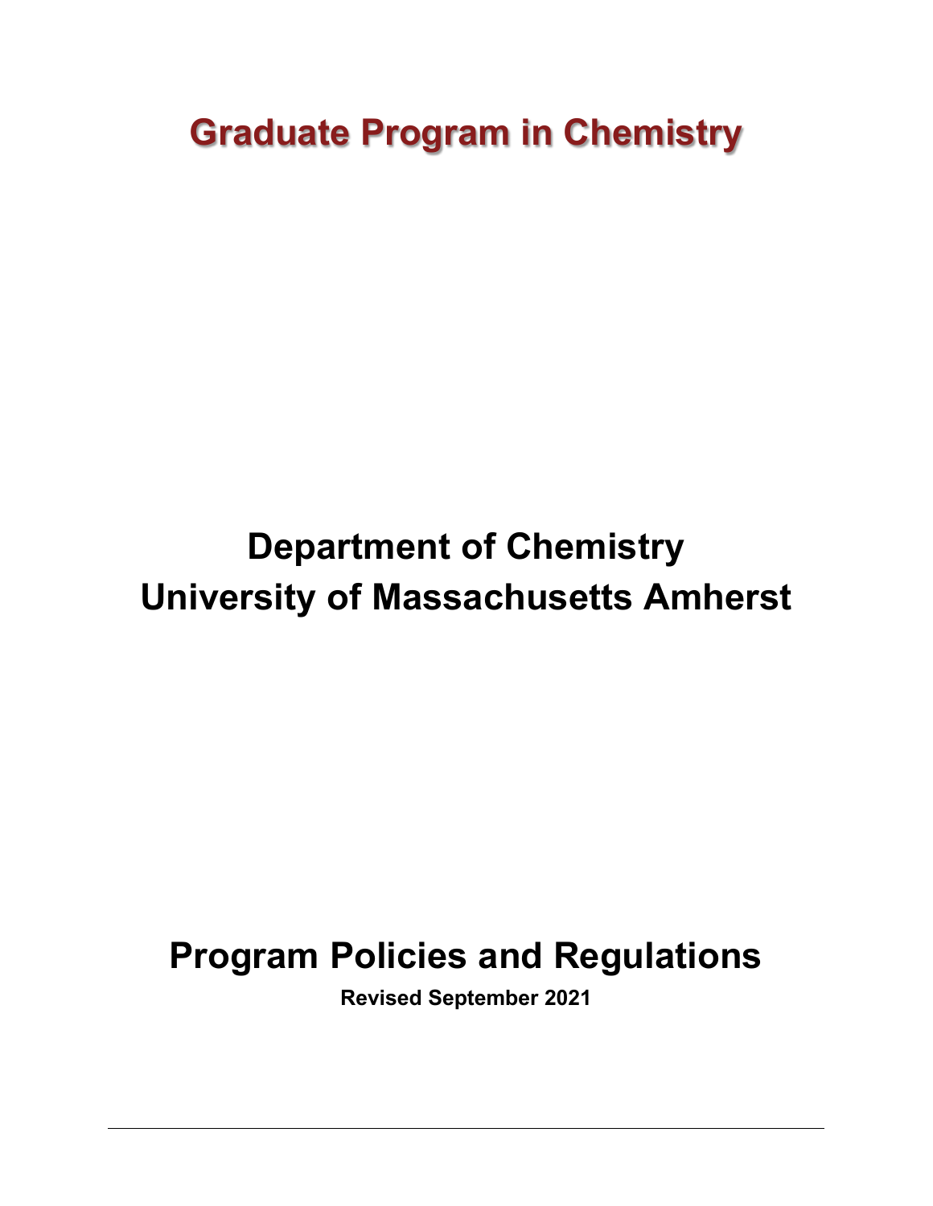# Graduate Program in Chemistry

## Department of Chemistry
## University of Massachusetts Amherst

## Program Policies and Regulations

**Revised September 2021**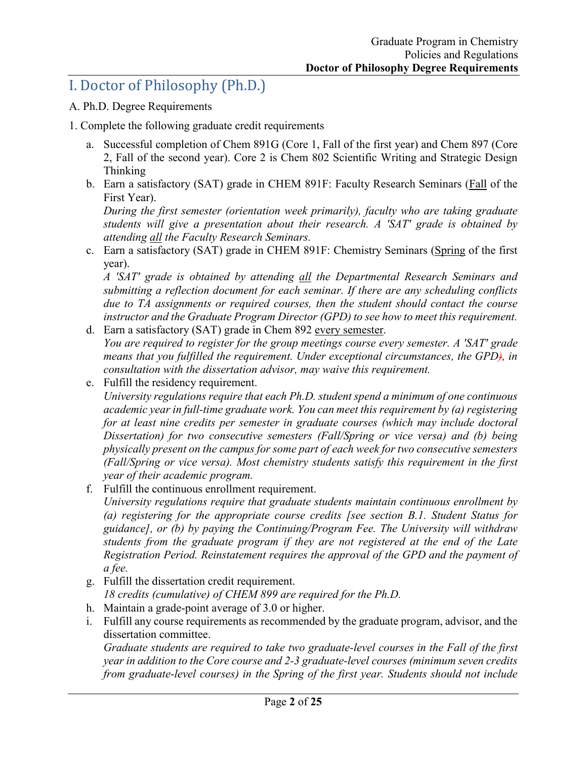# I. Doctor of Philosophy (Ph.D.)

A. Ph.D. Degree Requirements

1. Complete the following graduate credit requirements

   a. Successful completion of Chem 891G (Core 1, Fall of the first year) and Chem 897 (Core 2, Fall of the second year). Core 2 is Chem 802 Scientific Writing and Strategic Design Thinking

   b. Earn a satisfactory (SAT) grade in CHEM 891F: Faculty Research Seminars (Fall of the First Year).
   *During the first semester (orientation week primarily), faculty who are taking graduate students will give a presentation about their research. A 'SAT' grade is obtained by attending all the Faculty Research Seminars.*

   c. Earn a satisfactory (SAT) grade in CHEM 891F: Chemistry Seminars (Spring of the first year).
   *A 'SAT' grade is obtained by attending all the Departmental Research Seminars and submitting a reflection document for each seminar. If there are any scheduling conflicts due to TA assignments or required courses, then the student should contact the course instructor and the Graduate Program Director (GPD) to see how to meet this requirement.*

   d. Earn a satisfactory (SAT) grade in Chem 892 every semester.
   *You are required to register for the group meetings course every semester. A 'SAT' grade means that you fulfilled the requirement. Under exceptional circumstances, the GPD), in consultation with the dissertation advisor, may waive this requirement.*

   e. Fulfill the residency requirement.
   *University regulations require that each Ph.D. student spend a minimum of one continuous academic year in full-time graduate work. You can meet this requirement by (a) registering for at least nine credits per semester in graduate courses (which may include doctoral Dissertation) for two consecutive semesters (Fall/Spring or vice versa) and (b) being physically present on the campus for some part of each week for two consecutive semesters (Fall/Spring or vice versa). Most chemistry students satisfy this requirement in the first year of their academic program.*

   f. Fulfill the continuous enrollment requirement.
   *University regulations require that graduate students maintain continuous enrollment by (a) registering for the appropriate course credits [see section B.1. Student Status for guidance], or (b) by paying the Continuing/Program Fee. The University will withdraw students from the graduate program if they are not registered at the end of the Late Registration Period. Reinstatement requires the approval of the GPD and the payment of a fee.*

   g. Fulfill the dissertation credit requirement.
   *18 credits (cumulative) of CHEM 899 are required for the Ph.D.*

   h. Maintain a grade-point average of 3.0 or higher.

   i. Fulfill any course requirements as recommended by the graduate program, advisor, and the dissertation committee.
   *Graduate students are required to take two graduate-level courses in the Fall of the first year in addition to the Core course and 2-3 graduate-level courses (minimum seven credits from graduate-level courses) in the Spring of the first year. Students should not include*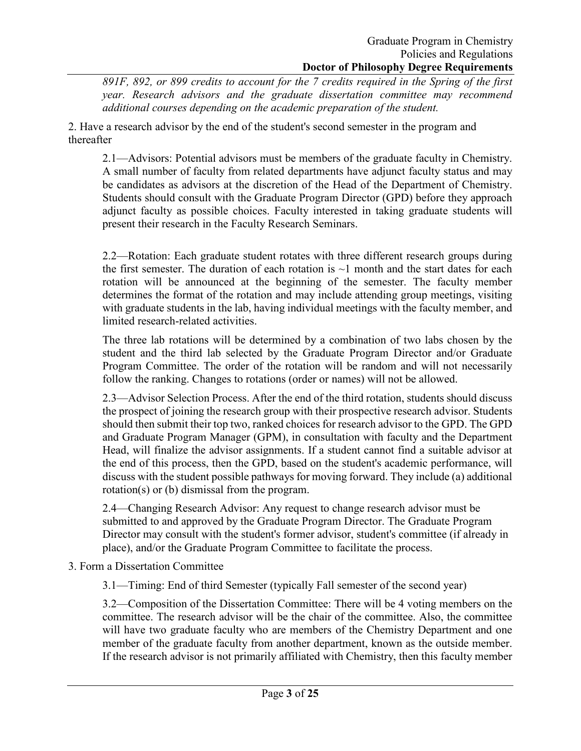*891F, 892, or 899 credits to account for the 7 credits required in the Spring of the first year. Research advisors and the graduate dissertation committee may recommend additional courses depending on the academic preparation of the student.*

2. Have a research advisor by the end of the student's second semester in the program and thereafter

2.1—Advisors: Potential advisors must be members of the graduate faculty in Chemistry. A small number of faculty from related departments have adjunct faculty status and may be candidates as advisors at the discretion of the Head of the Department of Chemistry. Students should consult with the Graduate Program Director (GPD) before they approach adjunct faculty as possible choices. Faculty interested in taking graduate students will present their research in the Faculty Research Seminars.

2.2—Rotation: Each graduate student rotates with three different research groups during the first semester. The duration of each rotation is ~1 month and the start dates for each rotation will be announced at the beginning of the semester. The faculty member determines the format of the rotation and may include attending group meetings, visiting with graduate students in the lab, having individual meetings with the faculty member, and limited research-related activities.

The three lab rotations will be determined by a combination of two labs chosen by the student and the third lab selected by the Graduate Program Director and/or Graduate Program Committee. The order of the rotation will be random and will not necessarily follow the ranking. Changes to rotations (order or names) will not be allowed.

2.3—Advisor Selection Process. After the end of the third rotation, students should discuss the prospect of joining the research group with their prospective research advisor. Students should then submit their top two, ranked choices for research advisor to the GPD. The GPD and Graduate Program Manager (GPM), in consultation with faculty and the Department Head, will finalize the advisor assignments. If a student cannot find a suitable advisor at the end of this process, then the GPD, based on the student's academic performance, will discuss with the student possible pathways for moving forward. They include (a) additional rotation(s) or (b) dismissal from the program.

2.4—Changing Research Advisor: Any request to change research advisor must be submitted to and approved by the Graduate Program Director. The Graduate Program Director may consult with the student's former advisor, student's committee (if already in place), and/or the Graduate Program Committee to facilitate the process.

3. Form a Dissertation Committee

3.1—Timing: End of third Semester (typically Fall semester of the second year)

3.2—Composition of the Dissertation Committee: There will be 4 voting members on the committee. The research advisor will be the chair of the committee. Also, the committee will have two graduate faculty who are members of the Chemistry Department and one member of the graduate faculty from another department, known as the outside member. If the research advisor is not primarily affiliated with Chemistry, then this faculty member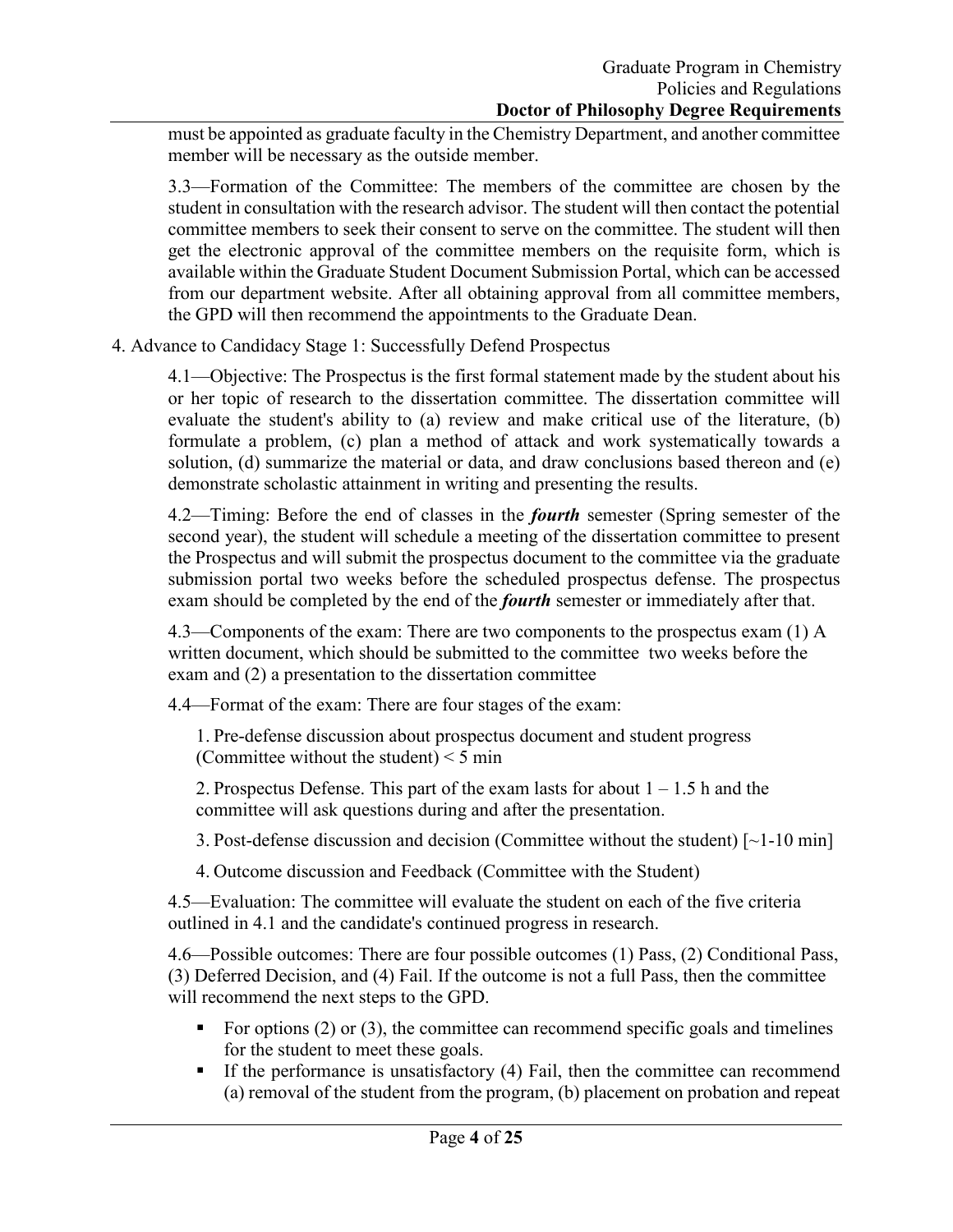must be appointed as graduate faculty in the Chemistry Department, and another committee member will be necessary as the outside member.

3.3—Formation of the Committee: The members of the committee are chosen by the student in consultation with the research advisor. The student will then contact the potential committee members to seek their consent to serve on the committee. The student will then get the electronic approval of the committee members on the requisite form, which is available within the Graduate Student Document Submission Portal, which can be accessed from our department website. After all obtaining approval from all committee members, the GPD will then recommend the appointments to the Graduate Dean.

4. Advance to Candidacy Stage 1: Successfully Defend Prospectus

4.1—Objective: The Prospectus is the first formal statement made by the student about his or her topic of research to the dissertation committee. The dissertation committee will evaluate the student's ability to (a) review and make critical use of the literature, (b) formulate a problem, (c) plan a method of attack and work systematically towards a solution, (d) summarize the material or data, and draw conclusions based thereon and (e) demonstrate scholastic attainment in writing and presenting the results.

4.2—Timing: Before the end of classes in the ***fourth*** semester (Spring semester of the second year), the student will schedule a meeting of the dissertation committee to present the Prospectus and will submit the prospectus document to the committee via the graduate submission portal two weeks before the scheduled prospectus defense. The prospectus exam should be completed by the end of the ***fourth*** semester or immediately after that.

4.3—Components of the exam: There are two components to the prospectus exam (1) A written document, which should be submitted to the committee two weeks before the exam and (2) a presentation to the dissertation committee

4.4—Format of the exam: There are four stages of the exam:

1. Pre-defense discussion about prospectus document and student progress (Committee without the student) < 5 min
2. Prospectus Defense. This part of the exam lasts for about 1 – 1.5 h and the committee will ask questions during and after the presentation.
3. Post-defense discussion and decision (Committee without the student) [~1-10 min]
4. Outcome discussion and Feedback (Committee with the Student)

4.5—Evaluation: The committee will evaluate the student on each of the five criteria outlined in 4.1 and the candidate's continued progress in research.

4.6—Possible outcomes: There are four possible outcomes (1) Pass, (2) Conditional Pass, (3) Deferred Decision, and (4) Fail. If the outcome is not a full Pass, then the committee will recommend the next steps to the GPD.

- For options (2) or (3), the committee can recommend specific goals and timelines for the student to meet these goals.
- If the performance is unsatisfactory (4) Fail, then the committee can recommend (a) removal of the student from the program, (b) placement on probation and repeat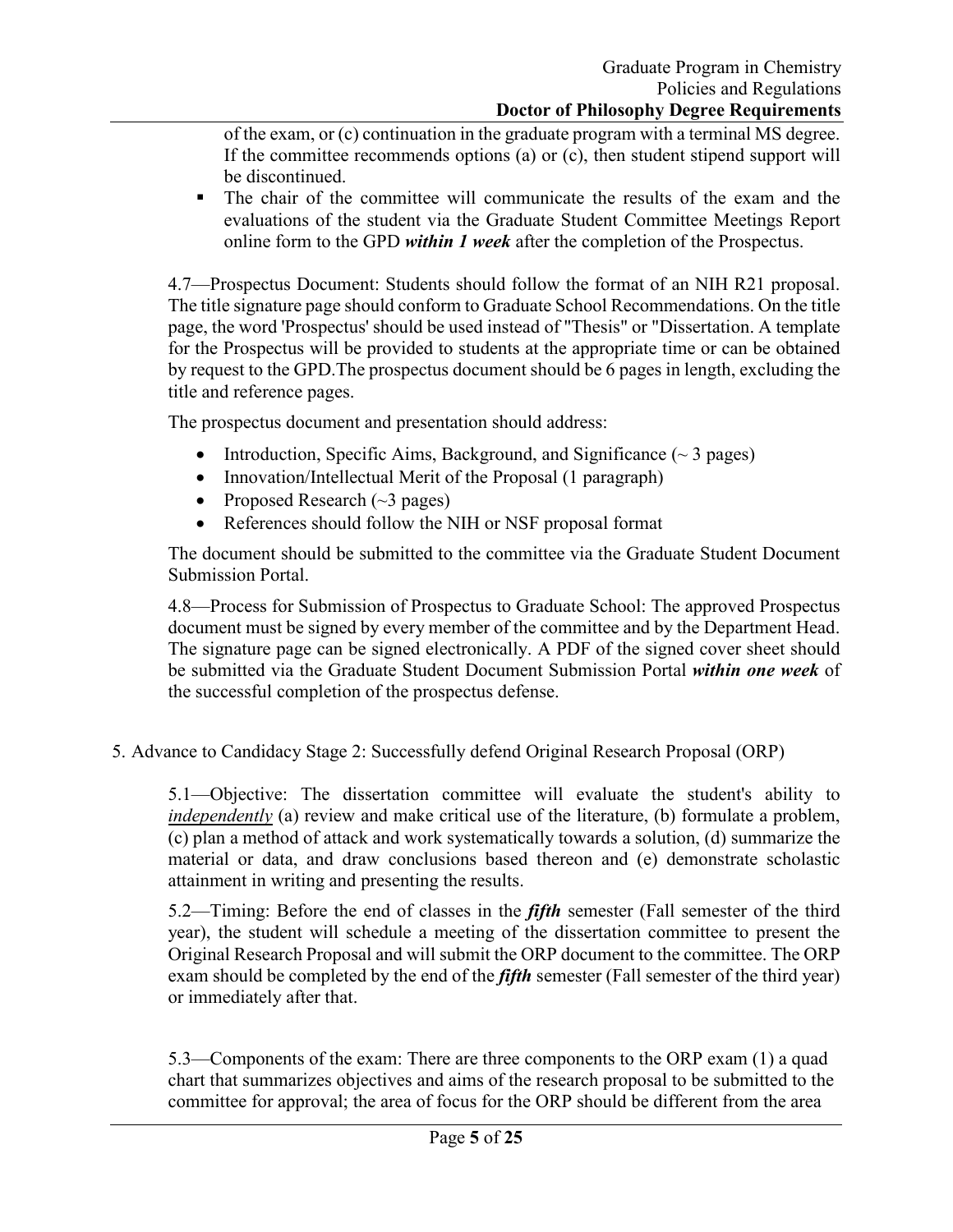of the exam, or (c) continuation in the graduate program with a terminal MS degree. If the committee recommends options (a) or (c), then student stipend support will be discontinued.

- The chair of the committee will communicate the results of the exam and the evaluations of the student via the Graduate Student Committee Meetings Report online form to the GPD ***within 1 week*** after the completion of the Prospectus.

4.7—Prospectus Document: Students should follow the format of an NIH R21 proposal. The title signature page should conform to Graduate School Recommendations. On the title page, the word 'Prospectus' should be used instead of "Thesis" or "Dissertation. A template for the Prospectus will be provided to students at the appropriate time or can be obtained by request to the GPD.The prospectus document should be 6 pages in length, excluding the title and reference pages.

The prospectus document and presentation should address:

- Introduction, Specific Aims, Background, and Significance (~ 3 pages)
- Innovation/Intellectual Merit of the Proposal (1 paragraph)
- Proposed Research (~3 pages)
- References should follow the NIH or NSF proposal format

The document should be submitted to the committee via the Graduate Student Document Submission Portal.

4.8—Process for Submission of Prospectus to Graduate School: The approved Prospectus document must be signed by every member of the committee and by the Department Head. The signature page can be signed electronically. A PDF of the signed cover sheet should be submitted via the Graduate Student Document Submission Portal ***within one week*** of the successful completion of the prospectus defense.

5. Advance to Candidacy Stage 2: Successfully defend Original Research Proposal (ORP)

5.1—Objective: The dissertation committee will evaluate the student's ability to *independently* (a) review and make critical use of the literature, (b) formulate a problem, (c) plan a method of attack and work systematically towards a solution, (d) summarize the material or data, and draw conclusions based thereon and (e) demonstrate scholastic attainment in writing and presenting the results.

5.2—Timing: Before the end of classes in the ***fifth*** semester (Fall semester of the third year), the student will schedule a meeting of the dissertation committee to present the Original Research Proposal and will submit the ORP document to the committee. The ORP exam should be completed by the end of the ***fifth*** semester (Fall semester of the third year) or immediately after that.

5.3—Components of the exam: There are three components to the ORP exam (1) a quad chart that summarizes objectives and aims of the research proposal to be submitted to the committee for approval; the area of focus for the ORP should be different from the area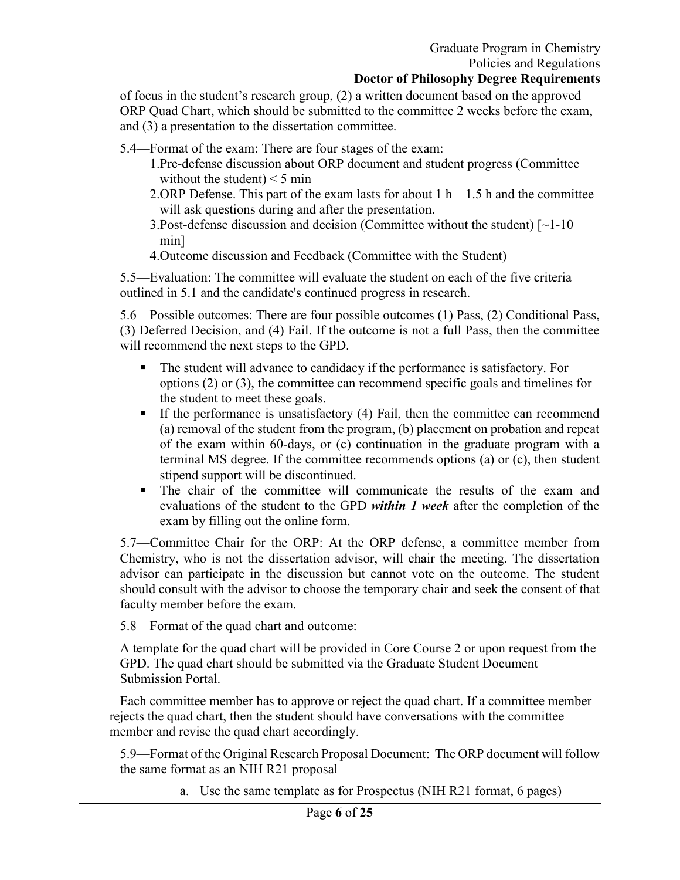of focus in the student's research group, (2) a written document based on the approved ORP Quad Chart, which should be submitted to the committee 2 weeks before the exam, and (3) a presentation to the dissertation committee.

5.4—Format of the exam: There are four stages of the exam:

1. Pre-defense discussion about ORP document and student progress (Committee without the student) < 5 min
2. ORP Defense. This part of the exam lasts for about 1 h – 1.5 h and the committee will ask questions during and after the presentation.
3. Post-defense discussion and decision (Committee without the student) [~1-10 min]
4. Outcome discussion and Feedback (Committee with the Student)

5.5—Evaluation: The committee will evaluate the student on each of the five criteria outlined in 5.1 and the candidate's continued progress in research.

5.6—Possible outcomes: There are four possible outcomes (1) Pass, (2) Conditional Pass, (3) Deferred Decision, and (4) Fail. If the outcome is not a full Pass, then the committee will recommend the next steps to the GPD.

- The student will advance to candidacy if the performance is satisfactory. For options (2) or (3), the committee can recommend specific goals and timelines for the student to meet these goals.
- If the performance is unsatisfactory (4) Fail, then the committee can recommend (a) removal of the student from the program, (b) placement on probation and repeat of the exam within 60-days, or (c) continuation in the graduate program with a terminal MS degree. If the committee recommends options (a) or (c), then student stipend support will be discontinued.
- The chair of the committee will communicate the results of the exam and evaluations of the student to the GPD ***within 1 week*** after the completion of the exam by filling out the online form.

5.7—Committee Chair for the ORP: At the ORP defense, a committee member from Chemistry, who is not the dissertation advisor, will chair the meeting. The dissertation advisor can participate in the discussion but cannot vote on the outcome. The student should consult with the advisor to choose the temporary chair and seek the consent of that faculty member before the exam.

5.8—Format of the quad chart and outcome:

A template for the quad chart will be provided in Core Course 2 or upon request from the GPD. The quad chart should be submitted via the Graduate Student Document Submission Portal.

Each committee member has to approve or reject the quad chart. If a committee member rejects the quad chart, then the student should have conversations with the committee member and revise the quad chart accordingly.

5.9—Format of the Original Research Proposal Document: The ORP document will follow the same format as an NIH R21 proposal

a. Use the same template as for Prospectus (NIH R21 format, 6 pages)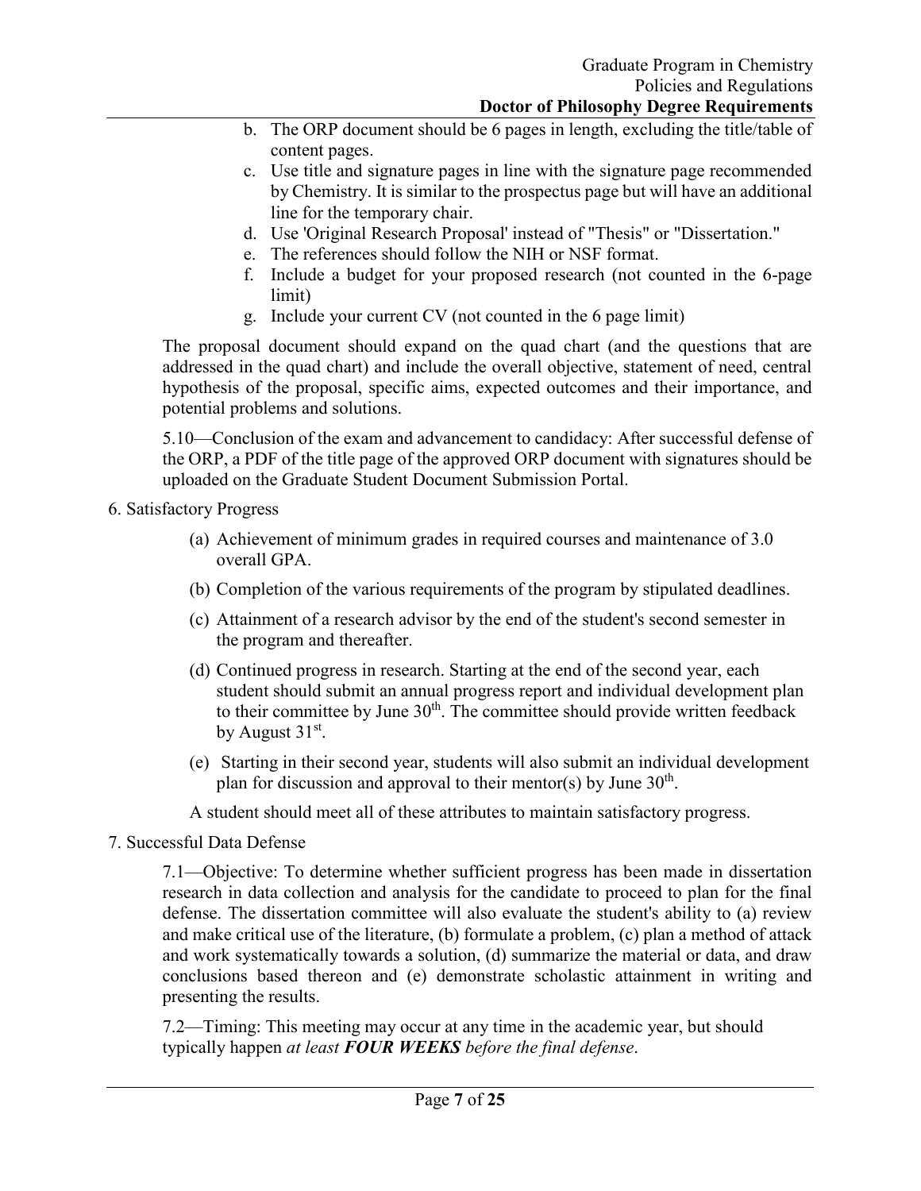b. The ORP document should be 6 pages in length, excluding the title/table of content pages.
c. Use title and signature pages in line with the signature page recommended by Chemistry. It is similar to the prospectus page but will have an additional line for the temporary chair.
d. Use 'Original Research Proposal' instead of "Thesis" or "Dissertation."
e. The references should follow the NIH or NSF format.
f. Include a budget for your proposed research (not counted in the 6-page limit)
g. Include your current CV (not counted in the 6 page limit)

The proposal document should expand on the quad chart (and the questions that are addressed in the quad chart) and include the overall objective, statement of need, central hypothesis of the proposal, specific aims, expected outcomes and their importance, and potential problems and solutions.

5.10—Conclusion of the exam and advancement to candidacy: After successful defense of the ORP, a PDF of the title page of the approved ORP document with signatures should be uploaded on the Graduate Student Document Submission Portal.

## 6. Satisfactory Progress

(a) Achievement of minimum grades in required courses and maintenance of 3.0 overall GPA.

(b) Completion of the various requirements of the program by stipulated deadlines.

(c) Attainment of a research advisor by the end of the student's second semester in the program and thereafter.

(d) Continued progress in research. Starting at the end of the second year, each student should submit an annual progress report and individual development plan to their committee by June 30th. The committee should provide written feedback by August 31st.

(e) Starting in their second year, students will also submit an individual development plan for discussion and approval to their mentor(s) by June 30th.

A student should meet all of these attributes to maintain satisfactory progress.

## 7. Successful Data Defense

7.1—Objective: To determine whether sufficient progress has been made in dissertation research in data collection and analysis for the candidate to proceed to plan for the final defense. The dissertation committee will also evaluate the student's ability to (a) review and make critical use of the literature, (b) formulate a problem, (c) plan a method of attack and work systematically towards a solution, (d) summarize the material or data, and draw conclusions based thereon and (e) demonstrate scholastic attainment in writing and presenting the results.

7.2—Timing: This meeting may occur at any time in the academic year, but should typically happen *at least **FOUR WEEKS** before the final defense*.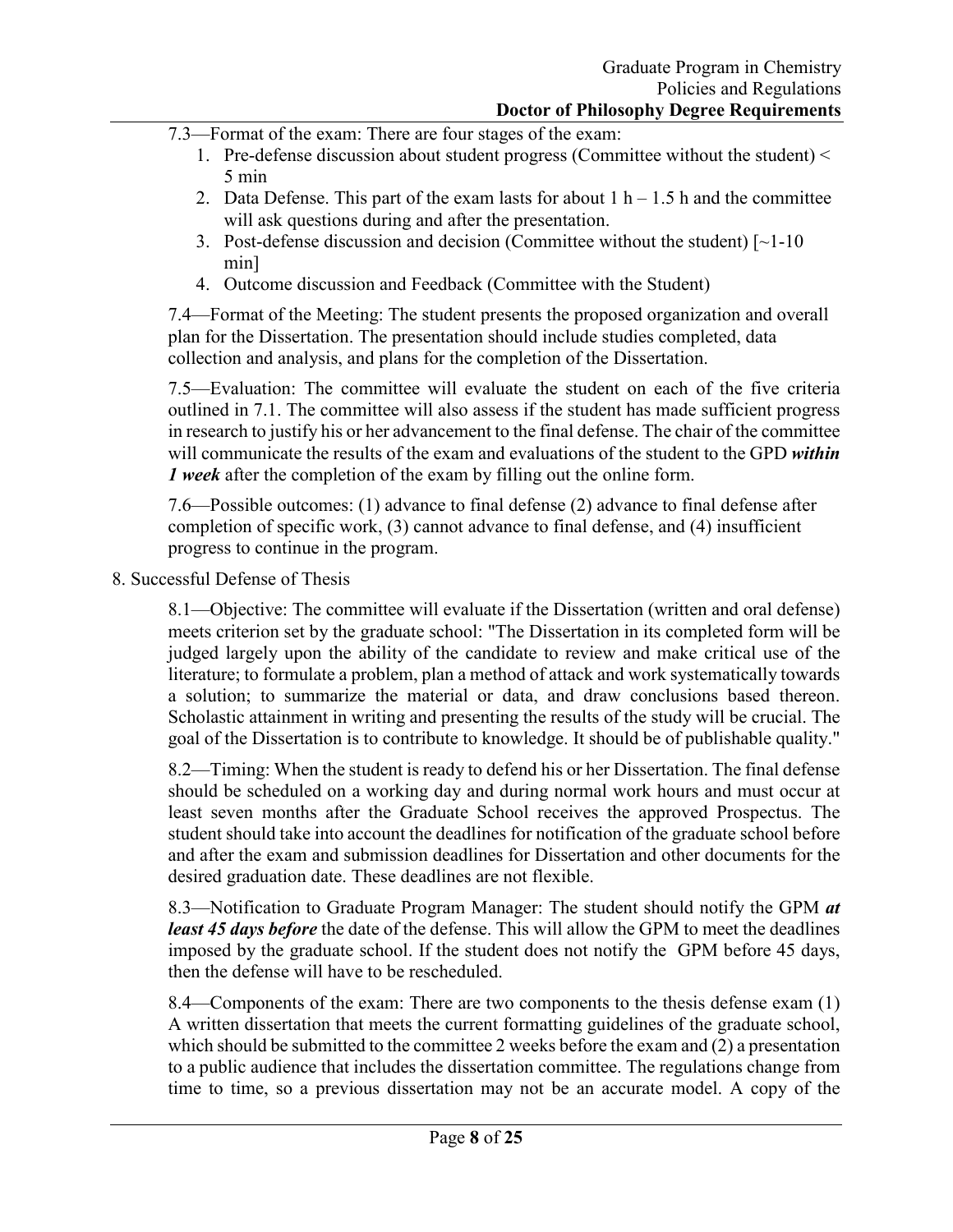7.3—Format of the exam: There are four stages of the exam:

1. Pre-defense discussion about student progress (Committee without the student) < 5 min
2. Data Defense. This part of the exam lasts for about 1 h – 1.5 h and the committee will ask questions during and after the presentation.
3. Post-defense discussion and decision (Committee without the student) [~1-10 min]
4. Outcome discussion and Feedback (Committee with the Student)

7.4—Format of the Meeting: The student presents the proposed organization and overall plan for the Dissertation. The presentation should include studies completed, data collection and analysis, and plans for the completion of the Dissertation.

7.5—Evaluation: The committee will evaluate the student on each of the five criteria outlined in 7.1. The committee will also assess if the student has made sufficient progress in research to justify his or her advancement to the final defense. The chair of the committee will communicate the results of the exam and evaluations of the student to the GPD ***within 1 week*** after the completion of the exam by filling out the online form.

7.6—Possible outcomes: (1) advance to final defense (2) advance to final defense after completion of specific work, (3) cannot advance to final defense, and (4) insufficient progress to continue in the program.

8. Successful Defense of Thesis

8.1—Objective: The committee will evaluate if the Dissertation (written and oral defense) meets criterion set by the graduate school: "The Dissertation in its completed form will be judged largely upon the ability of the candidate to review and make critical use of the literature; to formulate a problem, plan a method of attack and work systematically towards a solution; to summarize the material or data, and draw conclusions based thereon. Scholastic attainment in writing and presenting the results of the study will be crucial. The goal of the Dissertation is to contribute to knowledge. It should be of publishable quality."

8.2—Timing: When the student is ready to defend his or her Dissertation. The final defense should be scheduled on a working day and during normal work hours and must occur at least seven months after the Graduate School receives the approved Prospectus. The student should take into account the deadlines for notification of the graduate school before and after the exam and submission deadlines for Dissertation and other documents for the desired graduation date. These deadlines are not flexible.

8.3—Notification to Graduate Program Manager: The student should notify the GPM ***at least 45 days before*** the date of the defense. This will allow the GPM to meet the deadlines imposed by the graduate school. If the student does not notify the GPM before 45 days, then the defense will have to be rescheduled.

8.4—Components of the exam: There are two components to the thesis defense exam (1) A written dissertation that meets the current formatting guidelines of the graduate school, which should be submitted to the committee 2 weeks before the exam and (2) a presentation to a public audience that includes the dissertation committee. The regulations change from time to time, so a previous dissertation may not be an accurate model. A copy of the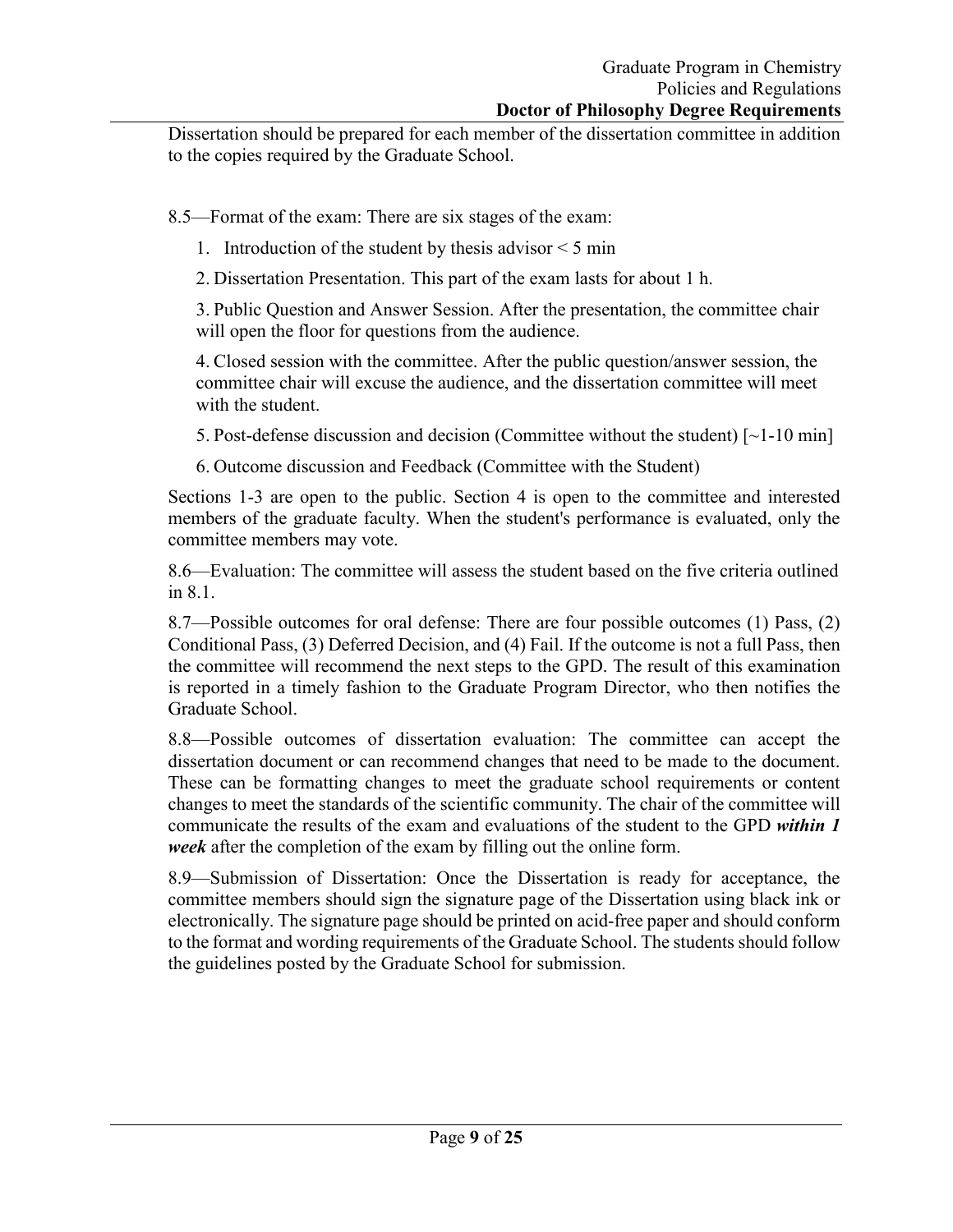Dissertation should be prepared for each member of the dissertation committee in addition to the copies required by the Graduate School.

8.5—Format of the exam: There are six stages of the exam:

1. Introduction of the student by thesis advisor < 5 min

2. Dissertation Presentation. This part of the exam lasts for about 1 h.

3. Public Question and Answer Session. After the presentation, the committee chair will open the floor for questions from the audience.

4. Closed session with the committee. After the public question/answer session, the committee chair will excuse the audience, and the dissertation committee will meet with the student.

5. Post-defense discussion and decision (Committee without the student) [~1-10 min]

6. Outcome discussion and Feedback (Committee with the Student)

Sections 1-3 are open to the public. Section 4 is open to the committee and interested members of the graduate faculty. When the student's performance is evaluated, only the committee members may vote.

8.6—Evaluation: The committee will assess the student based on the five criteria outlined in 8.1.

8.7—Possible outcomes for oral defense: There are four possible outcomes (1) Pass, (2) Conditional Pass, (3) Deferred Decision, and (4) Fail. If the outcome is not a full Pass, then the committee will recommend the next steps to the GPD. The result of this examination is reported in a timely fashion to the Graduate Program Director, who then notifies the Graduate School.

8.8—Possible outcomes of dissertation evaluation: The committee can accept the dissertation document or can recommend changes that need to be made to the document. These can be formatting changes to meet the graduate school requirements or content changes to meet the standards of the scientific community. The chair of the committee will communicate the results of the exam and evaluations of the student to the GPD ***within 1 week*** after the completion of the exam by filling out the online form.

8.9—Submission of Dissertation: Once the Dissertation is ready for acceptance, the committee members should sign the signature page of the Dissertation using black ink or electronically. The signature page should be printed on acid-free paper and should conform to the format and wording requirements of the Graduate School. The students should follow the guidelines posted by the Graduate School for submission.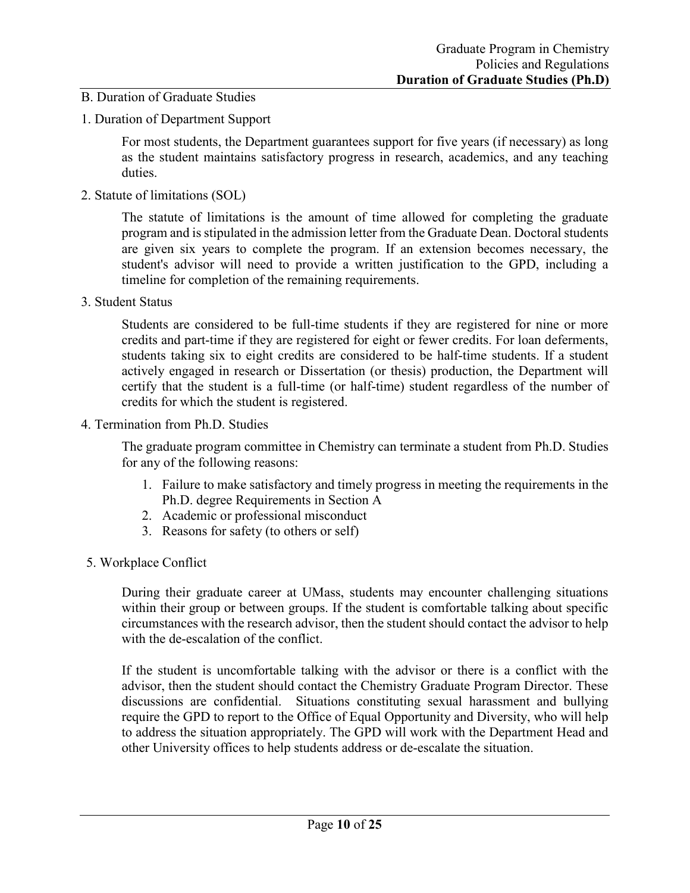## B. Duration of Graduate Studies

### 1. Duration of Department Support

For most students, the Department guarantees support for five years (if necessary) as long as the student maintains satisfactory progress in research, academics, and any teaching duties.

### 2. Statute of limitations (SOL)

The statute of limitations is the amount of time allowed for completing the graduate program and is stipulated in the admission letter from the Graduate Dean. Doctoral students are given six years to complete the program. If an extension becomes necessary, the student's advisor will need to provide a written justification to the GPD, including a timeline for completion of the remaining requirements.

### 3. Student Status

Students are considered to be full-time students if they are registered for nine or more credits and part-time if they are registered for eight or fewer credits. For loan deferments, students taking six to eight credits are considered to be half-time students. If a student actively engaged in research or Dissertation (or thesis) production, the Department will certify that the student is a full-time (or half-time) student regardless of the number of credits for which the student is registered.

### 4. Termination from Ph.D. Studies

The graduate program committee in Chemistry can terminate a student from Ph.D. Studies for any of the following reasons:

1. Failure to make satisfactory and timely progress in meeting the requirements in the Ph.D. degree Requirements in Section A
2. Academic or professional misconduct
3. Reasons for safety (to others or self)

### 5. Workplace Conflict

During their graduate career at UMass, students may encounter challenging situations within their group or between groups. If the student is comfortable talking about specific circumstances with the research advisor, then the student should contact the advisor to help with the de-escalation of the conflict.

If the student is uncomfortable talking with the advisor or there is a conflict with the advisor, then the student should contact the Chemistry Graduate Program Director. These discussions are confidential. Situations constituting sexual harassment and bullying require the GPD to report to the Office of Equal Opportunity and Diversity, who will help to address the situation appropriately. The GPD will work with the Department Head and other University offices to help students address or de-escalate the situation.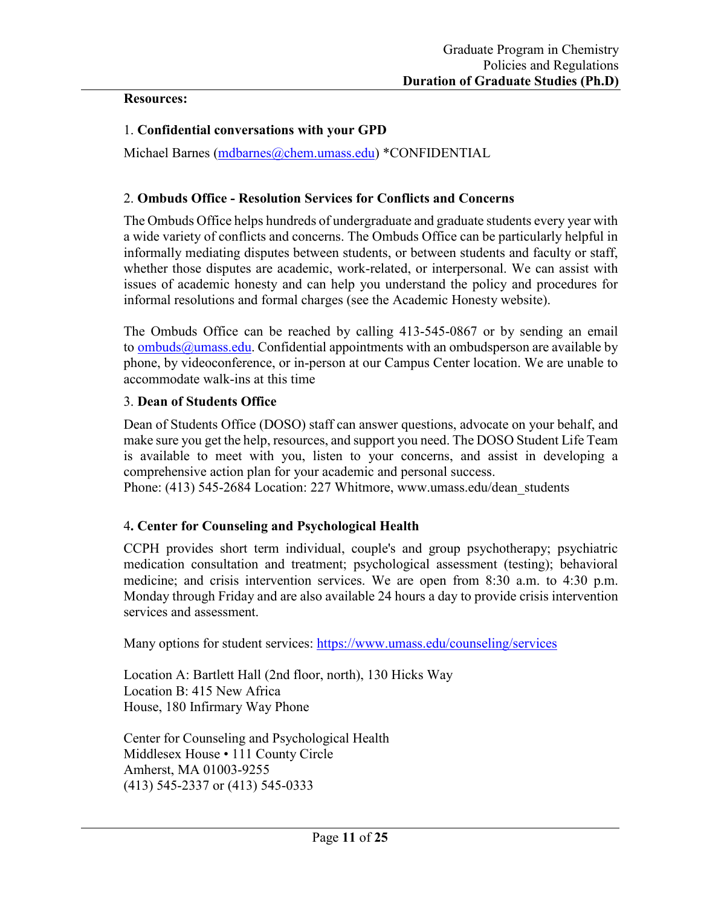**Resources:**

1. **Confidential conversations with your GPD**

Michael Barnes (mdbarnes@chem.umass.edu) *CONFIDENTIAL

2. **Ombuds Office - Resolution Services for Conflicts and Concerns**

The Ombuds Office helps hundreds of undergraduate and graduate students every year with a wide variety of conflicts and concerns. The Ombuds Office can be particularly helpful in informally mediating disputes between students, or between students and faculty or staff, whether those disputes are academic, work-related, or interpersonal. We can assist with issues of academic honesty and can help you understand the policy and procedures for informal resolutions and formal charges (see the Academic Honesty website).

The Ombuds Office can be reached by calling 413-545-0867 or by sending an email to ombuds@umass.edu. Confidential appointments with an ombudsperson are available by phone, by videoconference, or in-person at our Campus Center location. We are unable to accommodate walk-ins at this time

3. **Dean of Students Office**

Dean of Students Office (DOSO) staff can answer questions, advocate on your behalf, and make sure you get the help, resources, and support you need. The DOSO Student Life Team is available to meet with you, listen to your concerns, and assist in developing a comprehensive action plan for your academic and personal success.
Phone: (413) 545-2684 Location: 227 Whitmore, www.umass.edu/dean_students

4**. Center for Counseling and Psychological Health**

CCPH provides short term individual, couple's and group psychotherapy; psychiatric medication consultation and treatment; psychological assessment (testing); behavioral medicine; and crisis intervention services. We are open from 8:30 a.m. to 4:30 p.m. Monday through Friday and are also available 24 hours a day to provide crisis intervention services and assessment.

Many options for student services: https://www.umass.edu/counseling/services

Location A: Bartlett Hall (2nd floor, north), 130 Hicks Way
Location B: 415 New Africa
House, 180 Infirmary Way Phone

Center for Counseling and Psychological Health
Middlesex House • 111 County Circle
Amherst, MA 01003-9255
(413) 545-2337 or (413) 545-0333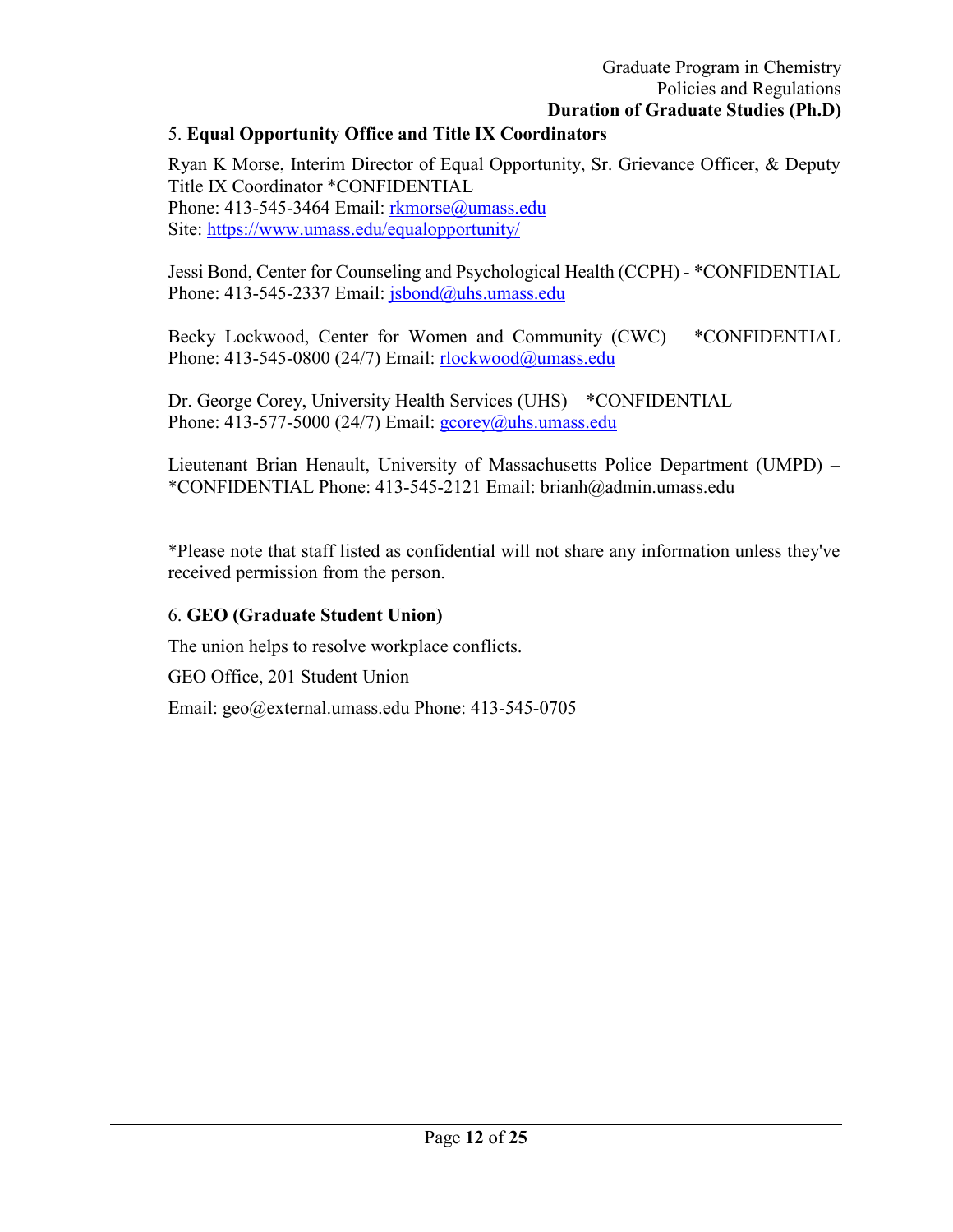5. **Equal Opportunity Office and Title IX Coordinators**

Ryan K Morse, Interim Director of Equal Opportunity, Sr. Grievance Officer, & Deputy Title IX Coordinator *CONFIDENTIAL
Phone: 413-545-3464 Email: rkmorse@umass.edu
Site: https://www.umass.edu/equalopportunity/

Jessi Bond, Center for Counseling and Psychological Health (CCPH) - *CONFIDENTIAL
Phone: 413-545-2337 Email: jsbond@uhs.umass.edu

Becky Lockwood, Center for Women and Community (CWC) – *CONFIDENTIAL
Phone: 413-545-0800 (24/7) Email: rlockwood@umass.edu

Dr. George Corey, University Health Services (UHS) – *CONFIDENTIAL
Phone: 413-577-5000 (24/7) Email: gcorey@uhs.umass.edu

Lieutenant Brian Henault, University of Massachusetts Police Department (UMPD) – *CONFIDENTIAL Phone: 413-545-2121 Email: brianh@admin.umass.edu

*Please note that staff listed as confidential will not share any information unless they've received permission from the person.

6. **GEO (Graduate Student Union)**

The union helps to resolve workplace conflicts.

GEO Office, 201 Student Union

Email: geo@external.umass.edu Phone: 413-545-0705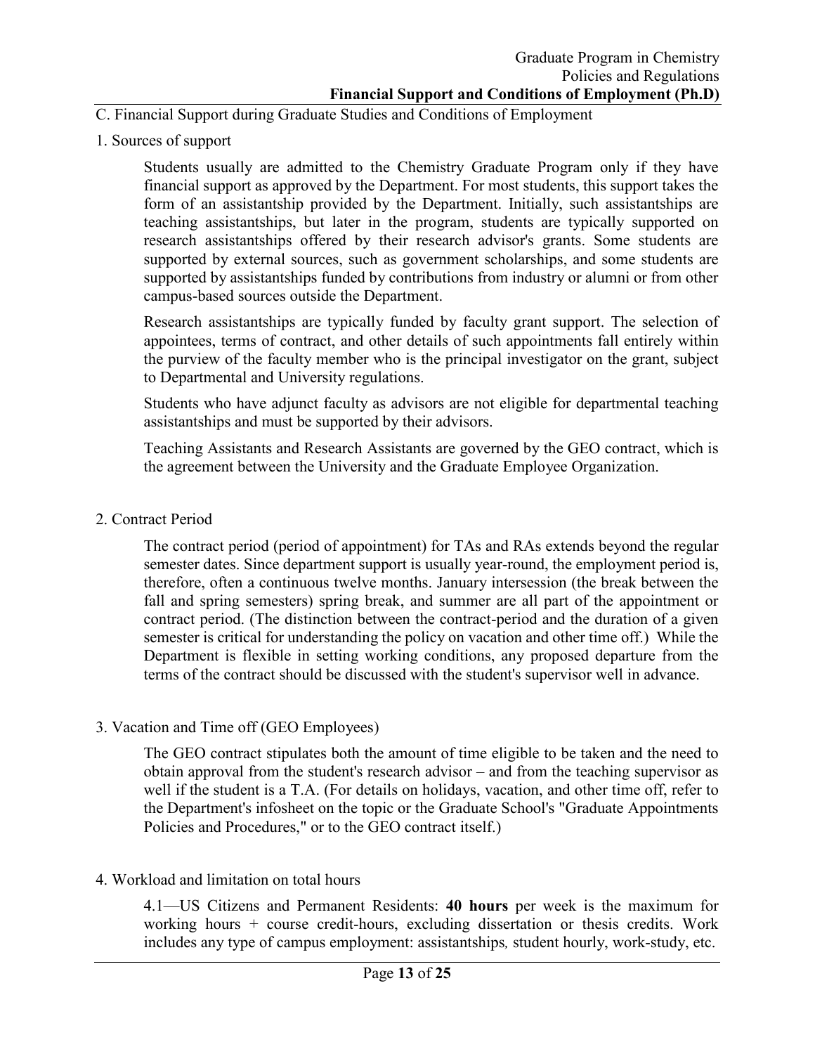C. Financial Support during Graduate Studies and Conditions of Employment

1. Sources of support

   Students usually are admitted to the Chemistry Graduate Program only if they have financial support as approved by the Department. For most students, this support takes the form of an assistantship provided by the Department. Initially, such assistantships are teaching assistantships, but later in the program, students are typically supported on research assistantships offered by their research advisor's grants. Some students are supported by external sources, such as government scholarships, and some students are supported by assistantships funded by contributions from industry or alumni or from other campus-based sources outside the Department.

   Research assistantships are typically funded by faculty grant support. The selection of appointees, terms of contract, and other details of such appointments fall entirely within the purview of the faculty member who is the principal investigator on the grant, subject to Departmental and University regulations.

   Students who have adjunct faculty as advisors are not eligible for departmental teaching assistantships and must be supported by their advisors.

   Teaching Assistants and Research Assistants are governed by the GEO contract, which is the agreement between the University and the Graduate Employee Organization.

2. Contract Period

   The contract period (period of appointment) for TAs and RAs extends beyond the regular semester dates. Since department support is usually year-round, the employment period is, therefore, often a continuous twelve months. January intersession (the break between the fall and spring semesters) spring break, and summer are all part of the appointment or contract period. (The distinction between the contract-period and the duration of a given semester is critical for understanding the policy on vacation and other time off.) While the Department is flexible in setting working conditions, any proposed departure from the terms of the contract should be discussed with the student's supervisor well in advance.

3. Vacation and Time off (GEO Employees)

   The GEO contract stipulates both the amount of time eligible to be taken and the need to obtain approval from the student's research advisor – and from the teaching supervisor as well if the student is a T.A. (For details on holidays, vacation, and other time off, refer to the Department's infosheet on the topic or the Graduate School's "Graduate Appointments Policies and Procedures," or to the GEO contract itself.)

4. Workload and limitation on total hours

   4.1—US Citizens and Permanent Residents: **40 hours** per week is the maximum for working hours + course credit-hours, excluding dissertation or thesis credits. Work includes any type of campus employment: assistantships*,* student hourly, work-study, etc.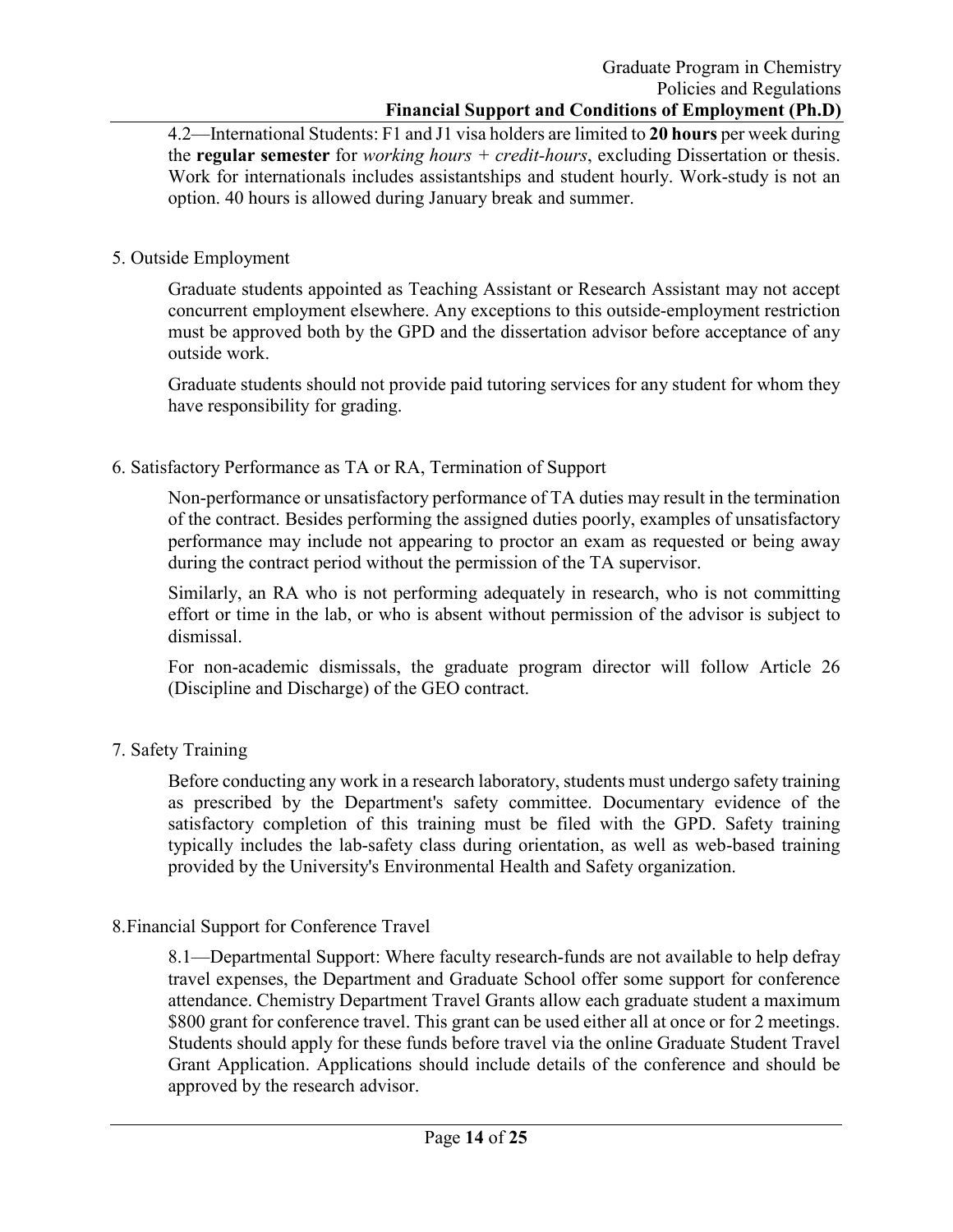4.2—International Students: F1 and J1 visa holders are limited to **20 hours** per week during the **regular semester** for *working hours + credit-hours*, excluding Dissertation or thesis. Work for internationals includes assistantships and student hourly. Work-study is not an option. 40 hours is allowed during January break and summer.

## 5. Outside Employment

Graduate students appointed as Teaching Assistant or Research Assistant may not accept concurrent employment elsewhere. Any exceptions to this outside-employment restriction must be approved both by the GPD and the dissertation advisor before acceptance of any outside work.

Graduate students should not provide paid tutoring services for any student for whom they have responsibility for grading.

## 6. Satisfactory Performance as TA or RA, Termination of Support

Non-performance or unsatisfactory performance of TA duties may result in the termination of the contract. Besides performing the assigned duties poorly, examples of unsatisfactory performance may include not appearing to proctor an exam as requested or being away during the contract period without the permission of the TA supervisor.

Similarly, an RA who is not performing adequately in research, who is not committing effort or time in the lab, or who is absent without permission of the advisor is subject to dismissal.

For non-academic dismissals, the graduate program director will follow Article 26 (Discipline and Discharge) of the GEO contract.

## 7. Safety Training

Before conducting any work in a research laboratory, students must undergo safety training as prescribed by the Department's safety committee. Documentary evidence of the satisfactory completion of this training must be filed with the GPD. Safety training typically includes the lab-safety class during orientation, as well as web-based training provided by the University's Environmental Health and Safety organization.

## 8.Financial Support for Conference Travel

8.1—Departmental Support: Where faculty research-funds are not available to help defray travel expenses, the Department and Graduate School offer some support for conference attendance. Chemistry Department Travel Grants allow each graduate student a maximum $800 grant for conference travel. This grant can be used either all at once or for 2 meetings. Students should apply for these funds before travel via the online Graduate Student Travel Grant Application. Applications should include details of the conference and should be approved by the research advisor.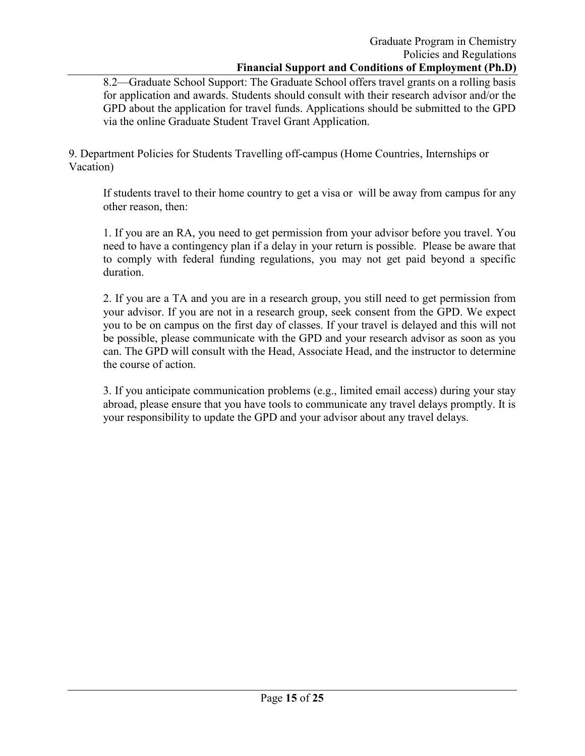8.2—Graduate School Support: The Graduate School offers travel grants on a rolling basis for application and awards. Students should consult with their research advisor and/or the GPD about the application for travel funds. Applications should be submitted to the GPD via the online Graduate Student Travel Grant Application.

9. Department Policies for Students Travelling off-campus (Home Countries, Internships or Vacation)

If students travel to their home country to get a visa or will be away from campus for any other reason, then:

1. If you are an RA, you need to get permission from your advisor before you travel. You need to have a contingency plan if a delay in your return is possible. Please be aware that to comply with federal funding regulations, you may not get paid beyond a specific duration.

2. If you are a TA and you are in a research group, you still need to get permission from your advisor. If you are not in a research group, seek consent from the GPD. We expect you to be on campus on the first day of classes. If your travel is delayed and this will not be possible, please communicate with the GPD and your research advisor as soon as you can. The GPD will consult with the Head, Associate Head, and the instructor to determine the course of action.

3. If you anticipate communication problems (e.g., limited email access) during your stay abroad, please ensure that you have tools to communicate any travel delays promptly. It is your responsibility to update the GPD and your advisor about any travel delays.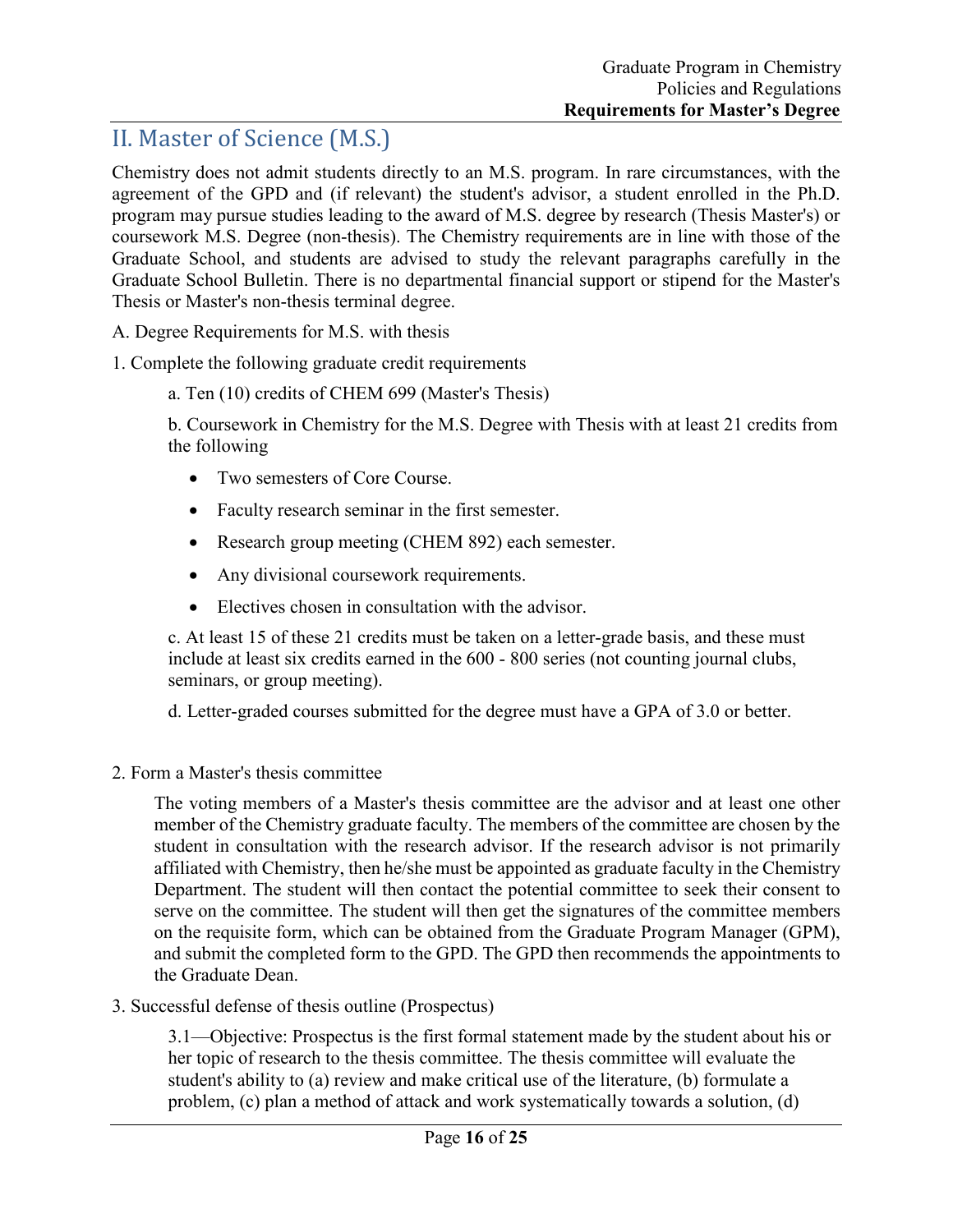## II. Master of Science (M.S.)

Chemistry does not admit students directly to an M.S. program. In rare circumstances, with the agreement of the GPD and (if relevant) the student's advisor, a student enrolled in the Ph.D. program may pursue studies leading to the award of M.S. degree by research (Thesis Master's) or coursework M.S. Degree (non-thesis). The Chemistry requirements are in line with those of the Graduate School, and students are advised to study the relevant paragraphs carefully in the Graduate School Bulletin. There is no departmental financial support or stipend for the Master's Thesis or Master's non-thesis terminal degree.

A. Degree Requirements for M.S. with thesis

1. Complete the following graduate credit requirements

   a. Ten (10) credits of CHEM 699 (Master's Thesis)

   b. Coursework in Chemistry for the M.S. Degree with Thesis with at least 21 credits from the following

   - Two semesters of Core Course.
   - Faculty research seminar in the first semester.
   - Research group meeting (CHEM 892) each semester.
   - Any divisional coursework requirements.
   - Electives chosen in consultation with the advisor.

   c. At least 15 of these 21 credits must be taken on a letter-grade basis, and these must include at least six credits earned in the 600 - 800 series (not counting journal clubs, seminars, or group meeting).

   d. Letter-graded courses submitted for the degree must have a GPA of 3.0 or better.

2. Form a Master's thesis committee

   The voting members of a Master's thesis committee are the advisor and at least one other member of the Chemistry graduate faculty. The members of the committee are chosen by the student in consultation with the research advisor. If the research advisor is not primarily affiliated with Chemistry, then he/she must be appointed as graduate faculty in the Chemistry Department. The student will then contact the potential committee to seek their consent to serve on the committee. The student will then get the signatures of the committee members on the requisite form, which can be obtained from the Graduate Program Manager (GPM), and submit the completed form to the GPD. The GPD then recommends the appointments to the Graduate Dean.

3. Successful defense of thesis outline (Prospectus)

   3.1—Objective: Prospectus is the first formal statement made by the student about his or her topic of research to the thesis committee. The thesis committee will evaluate the student's ability to (a) review and make critical use of the literature, (b) formulate a problem, (c) plan a method of attack and work systematically towards a solution, (d)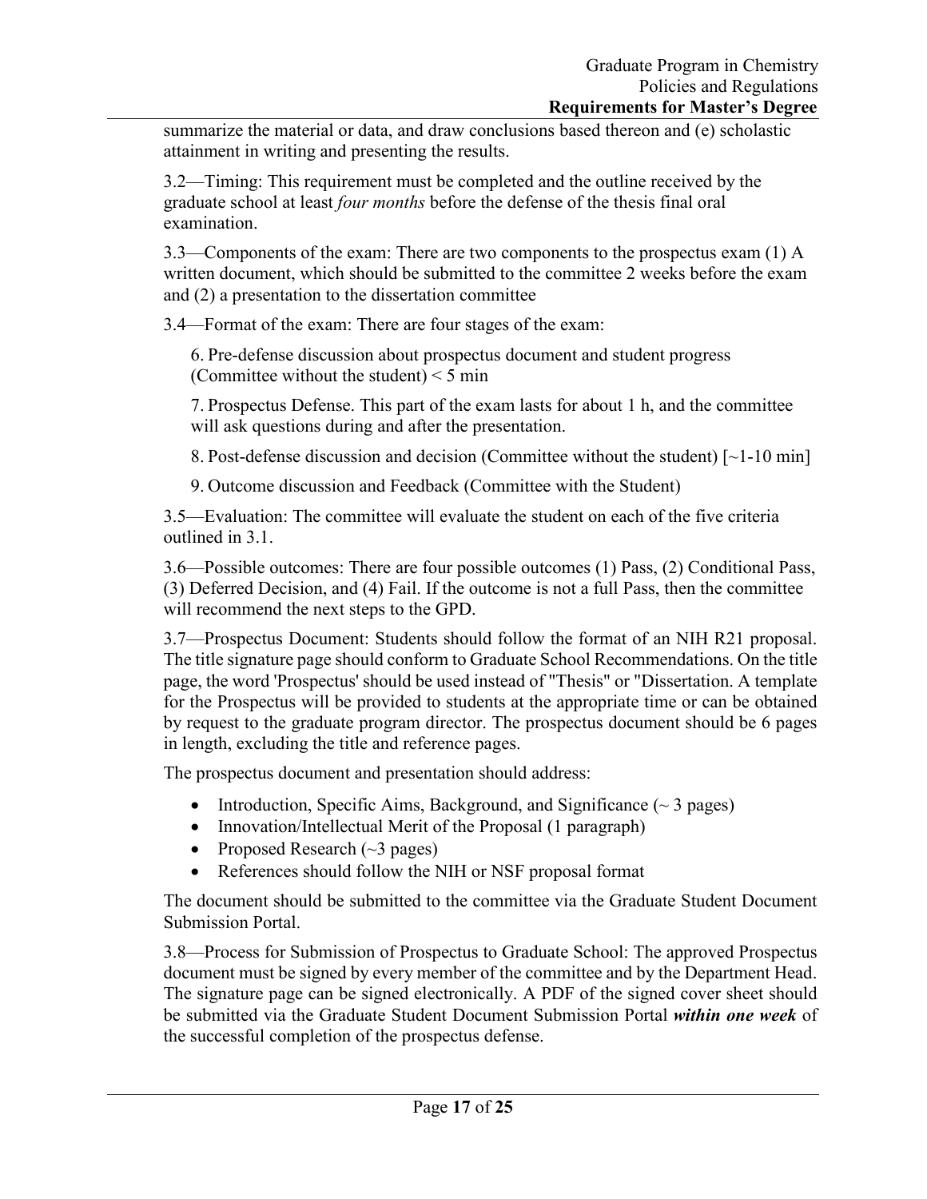summarize the material or data, and draw conclusions based thereon and (e) scholastic attainment in writing and presenting the results.

3.2—Timing: This requirement must be completed and the outline received by the graduate school at least *four months* before the defense of the thesis final oral examination.

3.3—Components of the exam: There are two components to the prospectus exam (1) A written document, which should be submitted to the committee 2 weeks before the exam and (2) a presentation to the dissertation committee

3.4—Format of the exam: There are four stages of the exam:

6. Pre-defense discussion about prospectus document and student progress (Committee without the student) < 5 min
7. Prospectus Defense. This part of the exam lasts for about 1 h, and the committee will ask questions during and after the presentation.
8. Post-defense discussion and decision (Committee without the student) [~1-10 min]
9. Outcome discussion and Feedback (Committee with the Student)

3.5—Evaluation: The committee will evaluate the student on each of the five criteria outlined in 3.1.

3.6—Possible outcomes: There are four possible outcomes (1) Pass, (2) Conditional Pass, (3) Deferred Decision, and (4) Fail. If the outcome is not a full Pass, then the committee will recommend the next steps to the GPD.

3.7—Prospectus Document: Students should follow the format of an NIH R21 proposal. The title signature page should conform to Graduate School Recommendations. On the title page, the word 'Prospectus' should be used instead of "Thesis" or "Dissertation. A template for the Prospectus will be provided to students at the appropriate time or can be obtained by request to the graduate program director. The prospectus document should be 6 pages in length, excluding the title and reference pages.

The prospectus document and presentation should address:

- Introduction, Specific Aims, Background, and Significance (~ 3 pages)
- Innovation/Intellectual Merit of the Proposal (1 paragraph)
- Proposed Research (~3 pages)
- References should follow the NIH or NSF proposal format

The document should be submitted to the committee via the Graduate Student Document Submission Portal.

3.8—Process for Submission of Prospectus to Graduate School: The approved Prospectus document must be signed by every member of the committee and by the Department Head. The signature page can be signed electronically. A PDF of the signed cover sheet should be submitted via the Graduate Student Document Submission Portal ***within one week*** of the successful completion of the prospectus defense.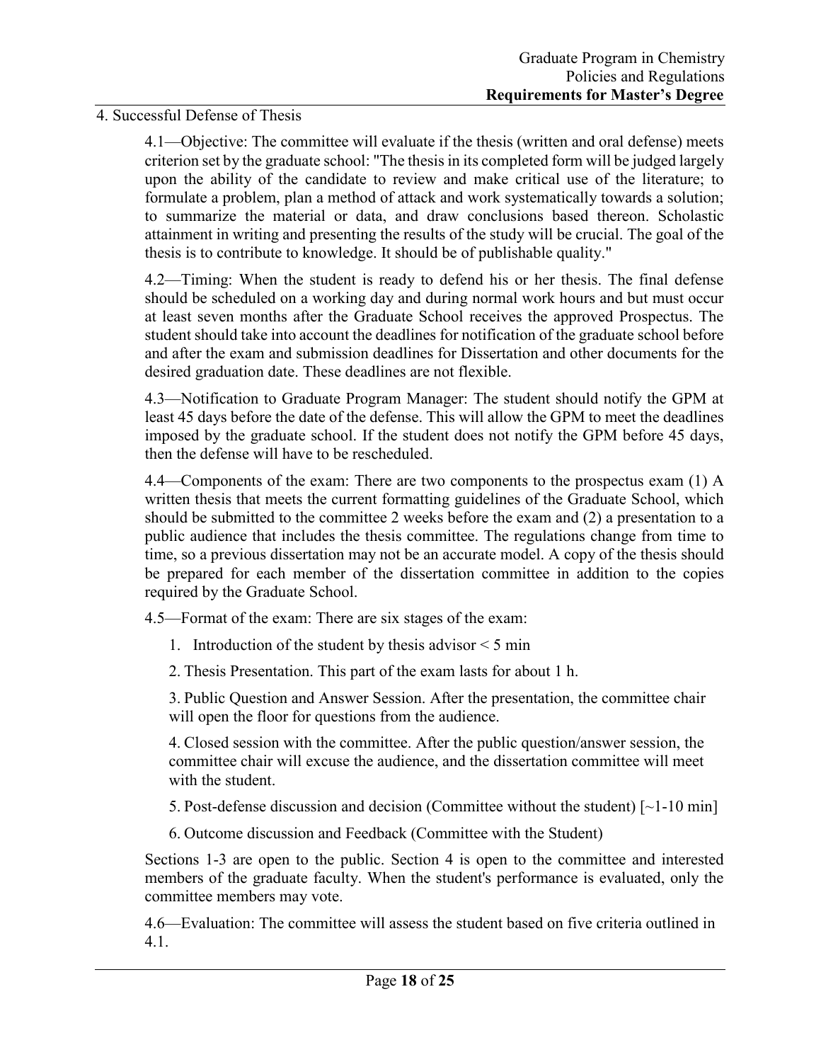4. Successful Defense of Thesis

4.1—Objective: The committee will evaluate if the thesis (written and oral defense) meets criterion set by the graduate school: "The thesis in its completed form will be judged largely upon the ability of the candidate to review and make critical use of the literature; to formulate a problem, plan a method of attack and work systematically towards a solution; to summarize the material or data, and draw conclusions based thereon. Scholastic attainment in writing and presenting the results of the study will be crucial. The goal of the thesis is to contribute to knowledge. It should be of publishable quality."

4.2—Timing: When the student is ready to defend his or her thesis. The final defense should be scheduled on a working day and during normal work hours and but must occur at least seven months after the Graduate School receives the approved Prospectus. The student should take into account the deadlines for notification of the graduate school before and after the exam and submission deadlines for Dissertation and other documents for the desired graduation date. These deadlines are not flexible.

4.3—Notification to Graduate Program Manager: The student should notify the GPM at least 45 days before the date of the defense. This will allow the GPM to meet the deadlines imposed by the graduate school. If the student does not notify the GPM before 45 days, then the defense will have to be rescheduled.

4.4—Components of the exam: There are two components to the prospectus exam (1) A written thesis that meets the current formatting guidelines of the Graduate School, which should be submitted to the committee 2 weeks before the exam and (2) a presentation to a public audience that includes the thesis committee. The regulations change from time to time, so a previous dissertation may not be an accurate model. A copy of the thesis should be prepared for each member of the dissertation committee in addition to the copies required by the Graduate School.

4.5—Format of the exam: There are six stages of the exam:

1. Introduction of the student by thesis advisor < 5 min
2. Thesis Presentation. This part of the exam lasts for about 1 h.
3. Public Question and Answer Session. After the presentation, the committee chair will open the floor for questions from the audience.
4. Closed session with the committee. After the public question/answer session, the committee chair will excuse the audience, and the dissertation committee will meet with the student.
5. Post-defense discussion and decision (Committee without the student) [~1-10 min]
6. Outcome discussion and Feedback (Committee with the Student)

Sections 1-3 are open to the public. Section 4 is open to the committee and interested members of the graduate faculty. When the student's performance is evaluated, only the committee members may vote.

4.6—Evaluation: The committee will assess the student based on five criteria outlined in 4.1.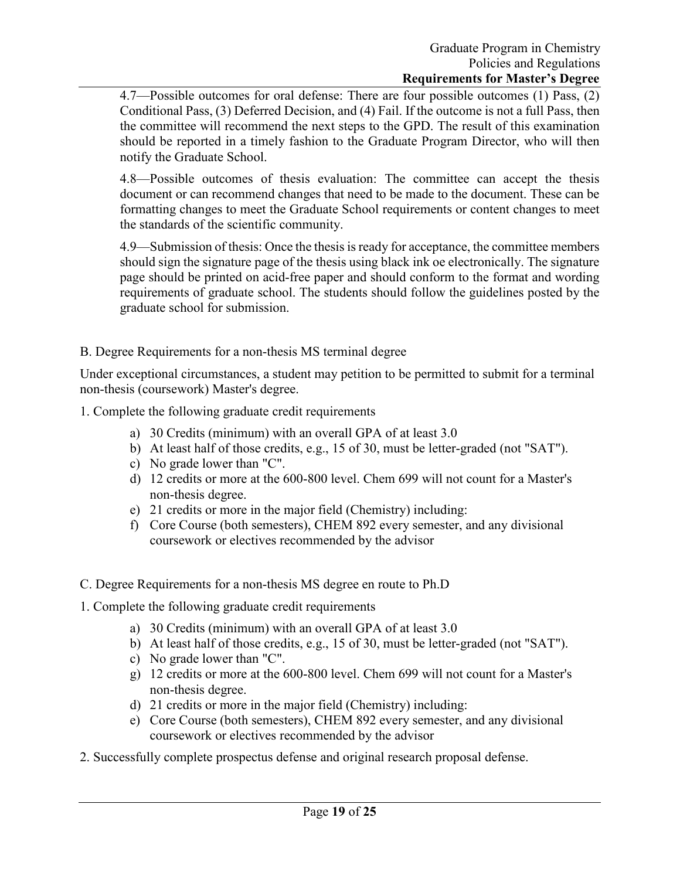4.7—Possible outcomes for oral defense: There are four possible outcomes (1) Pass, (2) Conditional Pass, (3) Deferred Decision, and (4) Fail. If the outcome is not a full Pass, then the committee will recommend the next steps to the GPD. The result of this examination should be reported in a timely fashion to the Graduate Program Director, who will then notify the Graduate School.

4.8—Possible outcomes of thesis evaluation: The committee can accept the thesis document or can recommend changes that need to be made to the document. These can be formatting changes to meet the Graduate School requirements or content changes to meet the standards of the scientific community.

4.9—Submission of thesis: Once the thesis is ready for acceptance, the committee members should sign the signature page of the thesis using black ink oe electronically. The signature page should be printed on acid-free paper and should conform to the format and wording requirements of graduate school. The students should follow the guidelines posted by the graduate school for submission.

B. Degree Requirements for a non-thesis MS terminal degree

Under exceptional circumstances, a student may petition to be permitted to submit for a terminal non-thesis (coursework) Master's degree.

1. Complete the following graduate credit requirements

   a) 30 Credits (minimum) with an overall GPA of at least 3.0
   b) At least half of those credits, e.g., 15 of 30, must be letter-graded (not "SAT").
   c) No grade lower than "C".
   d) 12 credits or more at the 600-800 level. Chem 699 will not count for a Master's non-thesis degree.
   e) 21 credits or more in the major field (Chemistry) including:
   f) Core Course (both semesters), CHEM 892 every semester, and any divisional coursework or electives recommended by the advisor

C. Degree Requirements for a non-thesis MS degree en route to Ph.D

1. Complete the following graduate credit requirements

   a) 30 Credits (minimum) with an overall GPA of at least 3.0
   b) At least half of those credits, e.g., 15 of 30, must be letter-graded (not "SAT").
   c) No grade lower than "C".
   g) 12 credits or more at the 600-800 level. Chem 699 will not count for a Master's non-thesis degree.
   d) 21 credits or more in the major field (Chemistry) including:
   e) Core Course (both semesters), CHEM 892 every semester, and any divisional coursework or electives recommended by the advisor

2. Successfully complete prospectus defense and original research proposal defense.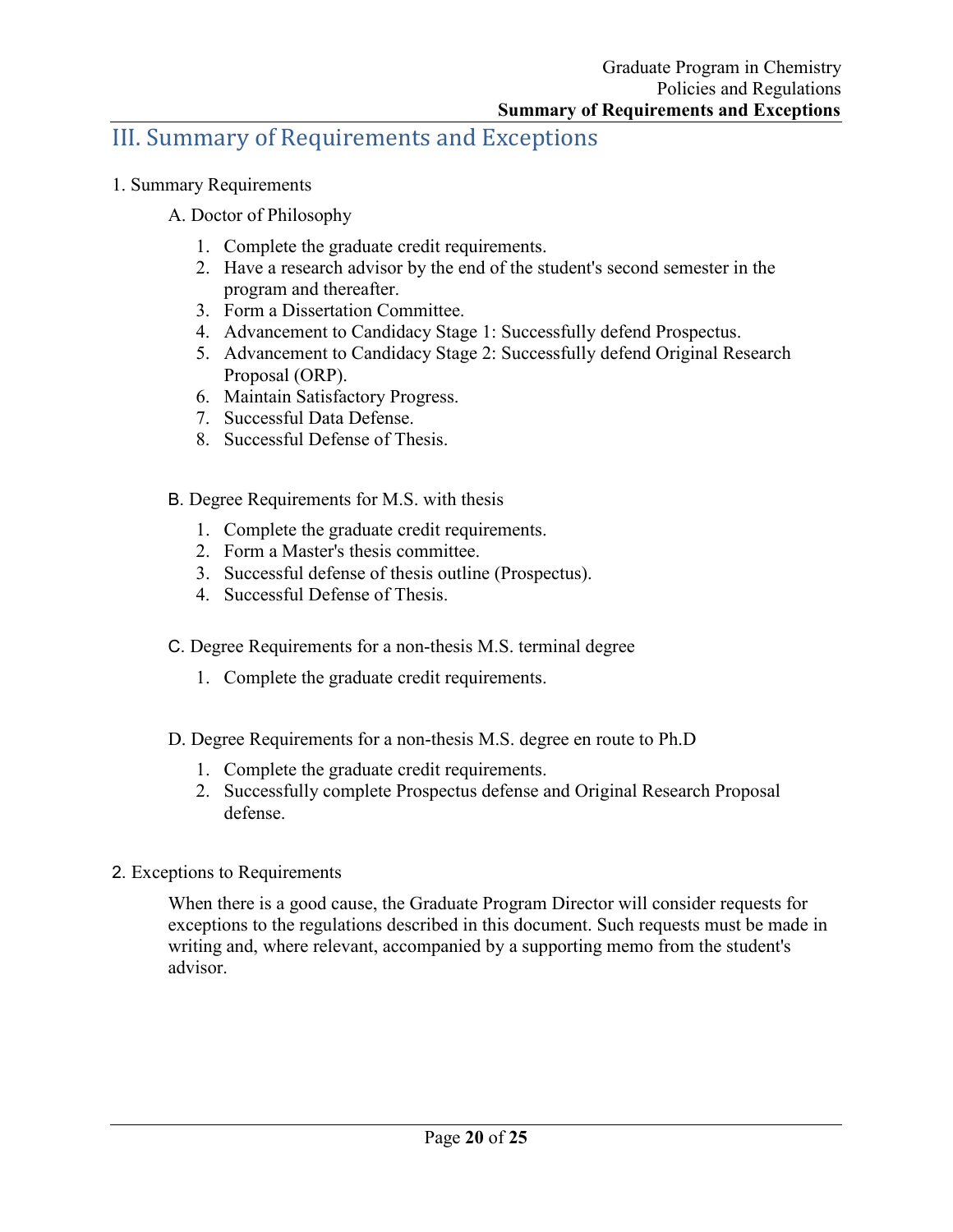# III. Summary of Requirements and Exceptions

1. Summary Requirements

A. Doctor of Philosophy

1. Complete the graduate credit requirements.
2. Have a research advisor by the end of the student's second semester in the program and thereafter.
3. Form a Dissertation Committee.
4. Advancement to Candidacy Stage 1: Successfully defend Prospectus.
5. Advancement to Candidacy Stage 2: Successfully defend Original Research Proposal (ORP).
6. Maintain Satisfactory Progress.
7. Successful Data Defense.
8. Successful Defense of Thesis.

B. Degree Requirements for M.S. with thesis

1. Complete the graduate credit requirements.
2. Form a Master's thesis committee.
3. Successful defense of thesis outline (Prospectus).
4. Successful Defense of Thesis.

C. Degree Requirements for a non-thesis M.S. terminal degree

1. Complete the graduate credit requirements.

D. Degree Requirements for a non-thesis M.S. degree en route to Ph.D

1. Complete the graduate credit requirements.
2. Successfully complete Prospectus defense and Original Research Proposal defense.

2. Exceptions to Requirements

When there is a good cause, the Graduate Program Director will consider requests for exceptions to the regulations described in this document. Such requests must be made in writing and, where relevant, accompanied by a supporting memo from the student's advisor.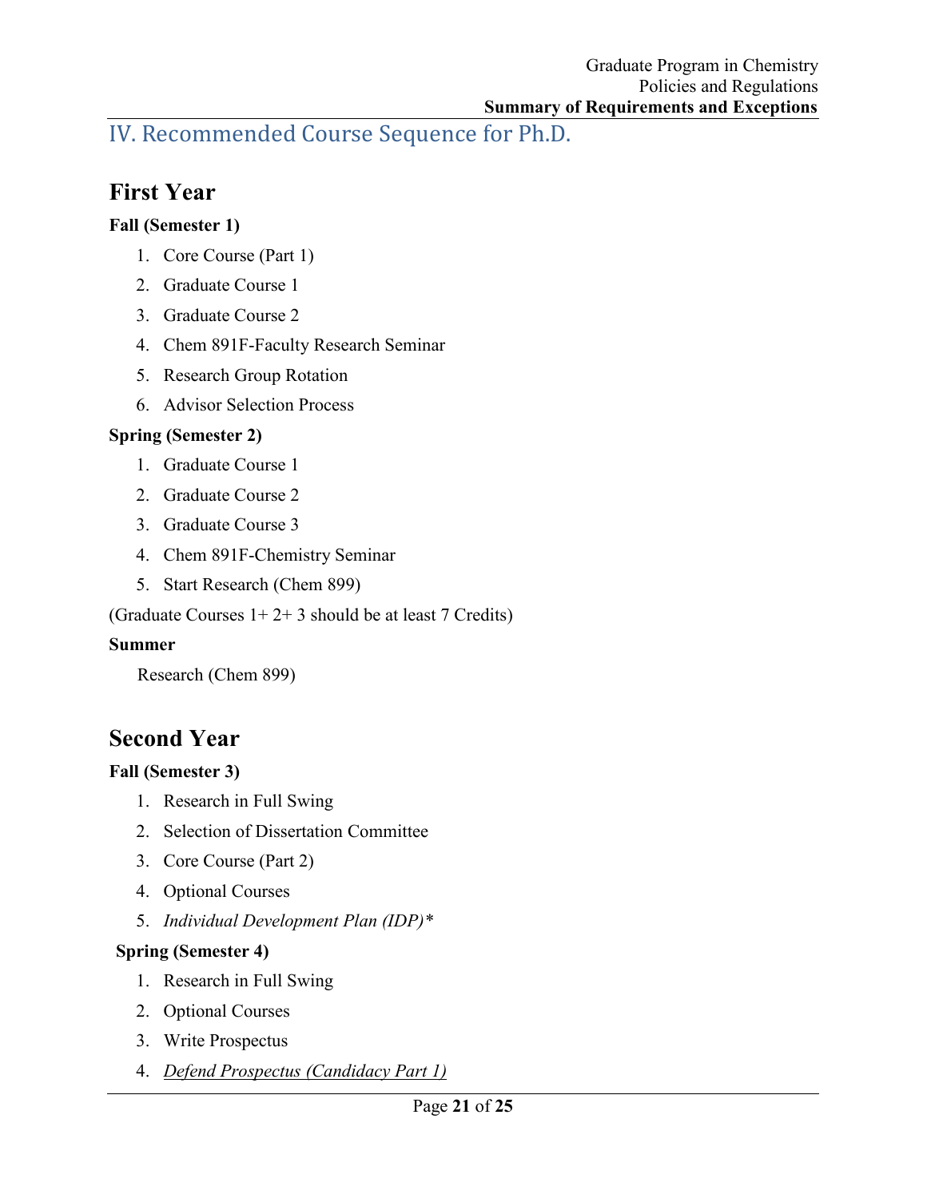# IV. Recommended Course Sequence for Ph.D.

## First Year

**Fall (Semester 1)**

1. Core Course (Part 1)
2. Graduate Course 1
3. Graduate Course 2
4. Chem 891F-Faculty Research Seminar
5. Research Group Rotation
6. Advisor Selection Process

**Spring (Semester 2)**

1. Graduate Course 1
2. Graduate Course 2
3. Graduate Course 3
4. Chem 891F-Chemistry Seminar
5. Start Research (Chem 899)

(Graduate Courses 1+ 2+ 3 should be at least 7 Credits)

**Summer**

Research (Chem 899)

## Second Year

**Fall (Semester 3)**

1. Research in Full Swing
2. Selection of Dissertation Committee
3. Core Course (Part 2)
4. Optional Courses
5. *Individual Development Plan (IDP)**

**Spring (Semester 4)**

1. Research in Full Swing
2. Optional Courses
3. Write Prospectus
4. *Defend Prospectus (Candidacy Part 1)*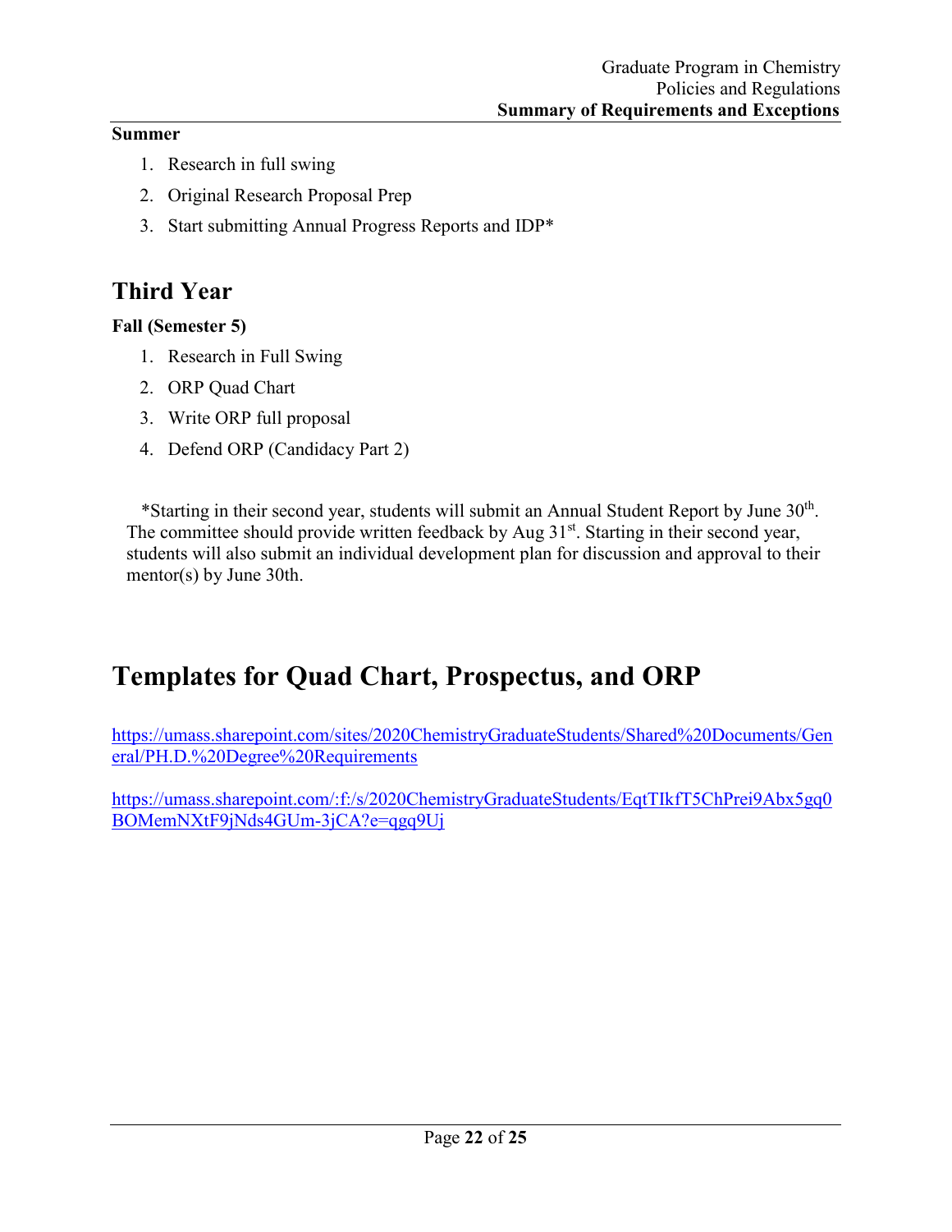**Summer**

1. Research in full swing
2. Original Research Proposal Prep
3. Start submitting Annual Progress Reports and IDP*

## Third Year

**Fall (Semester 5)**

1. Research in Full Swing
2. ORP Quad Chart
3. Write ORP full proposal
4. Defend ORP (Candidacy Part 2)

*Starting in their second year, students will submit an Annual Student Report by June 30th. The committee should provide written feedback by Aug 31st. Starting in their second year, students will also submit an individual development plan for discussion and approval to their mentor(s) by June 30th.

# Templates for Quad Chart, Prospectus, and ORP

https://umass.sharepoint.com/sites/2020ChemistryGraduateStudents/Shared%20Documents/General/PH.D.%20Degree%20Requirements

https://umass.sharepoint.com/:f:/s/2020ChemistryGraduateStudents/EqtTIkfT5ChPrei9Abx5gq0BOMemNXtF9jNds4GUm-3jCA?e=qgq9Uj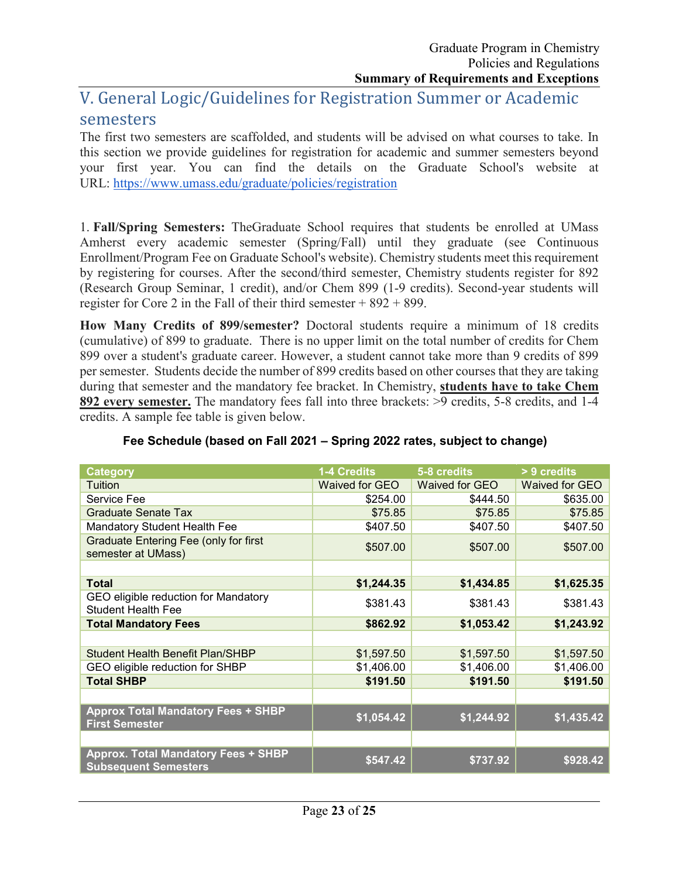## V. General Logic/Guidelines for Registration Summer or Academic semesters

The first two semesters are scaffolded, and students will be advised on what courses to take. In this section we provide guidelines for registration for academic and summer semesters beyond your first year. You can find the details on the Graduate School's website at URL: https://www.umass.edu/graduate/policies/registration

1. **Fall/Spring Semesters:** TheGraduate School requires that students be enrolled at UMass Amherst every academic semester (Spring/Fall) until they graduate (see Continuous Enrollment/Program Fee on Graduate School's website). Chemistry students meet this requirement by registering for courses. After the second/third semester, Chemistry students register for 892 (Research Group Seminar, 1 credit), and/or Chem 899 (1-9 credits). Second-year students will register for Core 2 in the Fall of their third semester + 892 + 899.

**How Many Credits of 899/semester?** Doctoral students require a minimum of 18 credits (cumulative) of 899 to graduate. There is no upper limit on the total number of credits for Chem 899 over a student's graduate career. However, a student cannot take more than 9 credits of 899 per semester. Students decide the number of 899 credits based on other courses that they are taking during that semester and the mandatory fee bracket. In Chemistry, **students have to take Chem 892 every semester.** The mandatory fees fall into three brackets: >9 credits, 5-8 credits, and 1-4 credits. A sample fee table is given below.

**Fee Schedule (based on Fall 2021 – Spring 2022 rates, subject to change)**

| Category | 1-4 Credits | 5-8 credits | > 9 credits |
|---|---|---|---|
| Tuition | Waived for GEO | Waived for GEO | Waived for GEO |
| Service Fee | $254.00 | $444.50 | $635.00 |
| Graduate Senate Tax | $75.85 | $75.85 | $75.85 |
| Mandatory Student Health Fee | $407.50 | $407.50 | $407.50 |
| Graduate Entering Fee (only for first semester at UMass) | $507.00 | $507.00 | $507.00 |
| | | | |
| **Total** | **$1,244.35** | **$1,434.85** | **$1,625.35** |
| GEO eligible reduction for Mandatory Student Health Fee | $381.43 | $381.43 | $381.43 |
| **Total Mandatory Fees** | **$862.92** | **$1,053.42** | **$1,243.92** |
| | | | |
| Student Health Benefit Plan/SHBP | $1,597.50 | $1,597.50 | $1,597.50 |
| GEO eligible reduction for SHBP | $1,406.00 | $1,406.00 | $1,406.00 |
| **Total SHBP** | **$191.50** | **$191.50** | **$191.50** |
| | | | |
| **Approx Total Mandatory Fees + SHBP First Semester** | **$1,054.42** | **$1,244.92** | **$1,435.42** |
| | | | |
| **Approx. Total Mandatory Fees + SHBP Subsequent Semesters** | **$547.42** | **$737.92** | **$928.42** |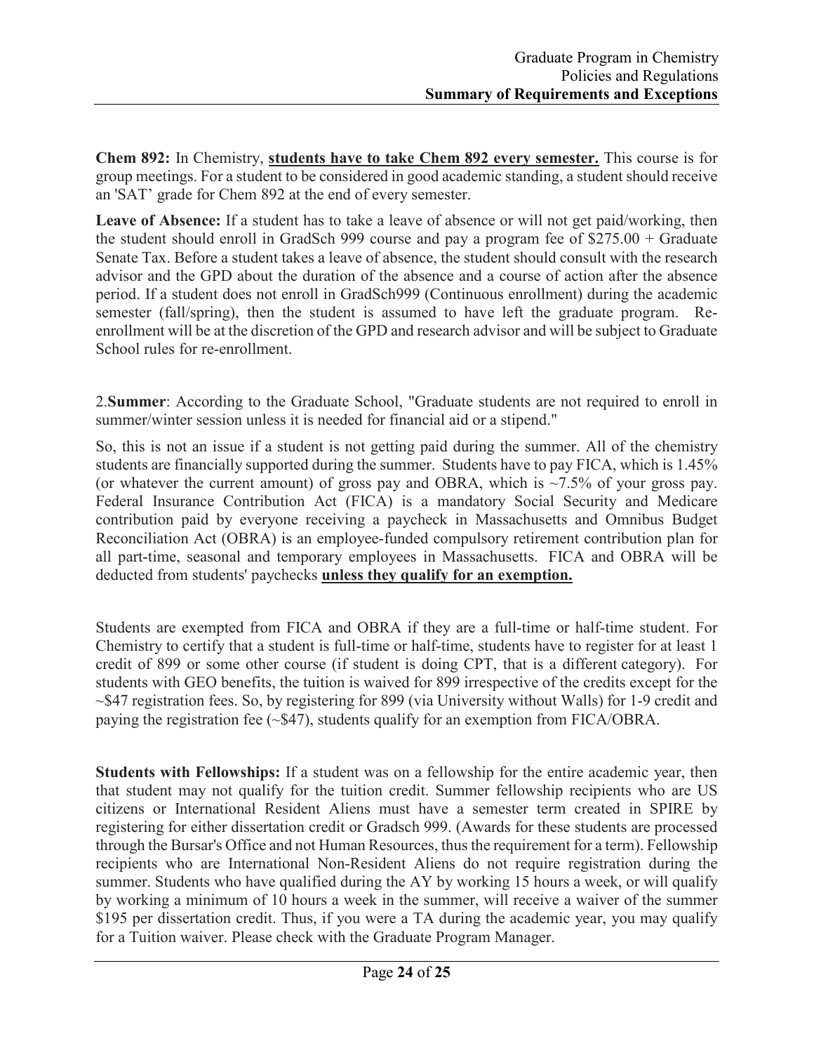**Chem 892:** In Chemistry, **<u>students have to take Chem 892 every semester.</u>** This course is for group meetings. For a student to be considered in good academic standing, a student should receive an 'SAT' grade for Chem 892 at the end of every semester.

**Leave of Absence:** If a student has to take a leave of absence or will not get paid/working, then the student should enroll in GradSch 999 course and pay a program fee of $275.00 + Graduate Senate Tax. Before a student takes a leave of absence, the student should consult with the research advisor and the GPD about the duration of the absence and a course of action after the absence period. If a student does not enroll in GradSch999 (Continuous enrollment) during the academic semester (fall/spring), then the student is assumed to have left the graduate program. Re-enrollment will be at the discretion of the GPD and research advisor and will be subject to Graduate School rules for re-enrollment.

2.**Summer**: According to the Graduate School, "Graduate students are not required to enroll in summer/winter session unless it is needed for financial aid or a stipend."

So, this is not an issue if a student is not getting paid during the summer. All of the chemistry students are financially supported during the summer. Students have to pay FICA, which is 1.45% (or whatever the current amount) of gross pay and OBRA, which is ~7.5% of your gross pay. Federal Insurance Contribution Act (FICA) is a mandatory Social Security and Medicare contribution paid by everyone receiving a paycheck in Massachusetts and Omnibus Budget Reconciliation Act (OBRA) is an employee-funded compulsory retirement contribution plan for all part-time, seasonal and temporary employees in Massachusetts. FICA and OBRA will be deducted from students' paychecks **<u>unless they qualify for an exemption.</u>**

Students are exempted from FICA and OBRA if they are a full-time or half-time student. For Chemistry to certify that a student is full-time or half-time, students have to register for at least 1 credit of 899 or some other course (if student is doing CPT, that is a different category). For students with GEO benefits, the tuition is waived for 899 irrespective of the credits except for the ~$47 registration fees. So, by registering for 899 (via University without Walls) for 1-9 credit and paying the registration fee (~$47), students qualify for an exemption from FICA/OBRA.

**Students with Fellowships:** If a student was on a fellowship for the entire academic year, then that student may not qualify for the tuition credit. Summer fellowship recipients who are US citizens or International Resident Aliens must have a semester term created in SPIRE by registering for either dissertation credit or Gradsch 999. (Awards for these students are processed through the Bursar's Office and not Human Resources, thus the requirement for a term). Fellowship recipients who are International Non-Resident Aliens do not require registration during the summer. Students who have qualified during the AY by working 15 hours a week, or will qualify by working a minimum of 10 hours a week in the summer, will receive a waiver of the summer $195 per dissertation credit. Thus, if you were a TA during the academic year, you may qualify for a Tuition waiver. Please check with the Graduate Program Manager.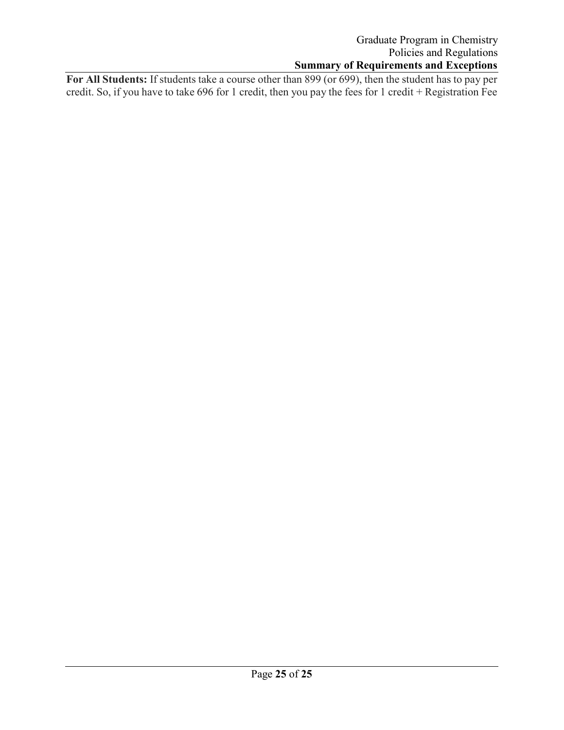**For All Students:** If students take a course other than 899 (or 699), then the student has to pay per credit. So, if you have to take 696 for 1 credit, then you pay the fees for 1 credit + Registration Fee